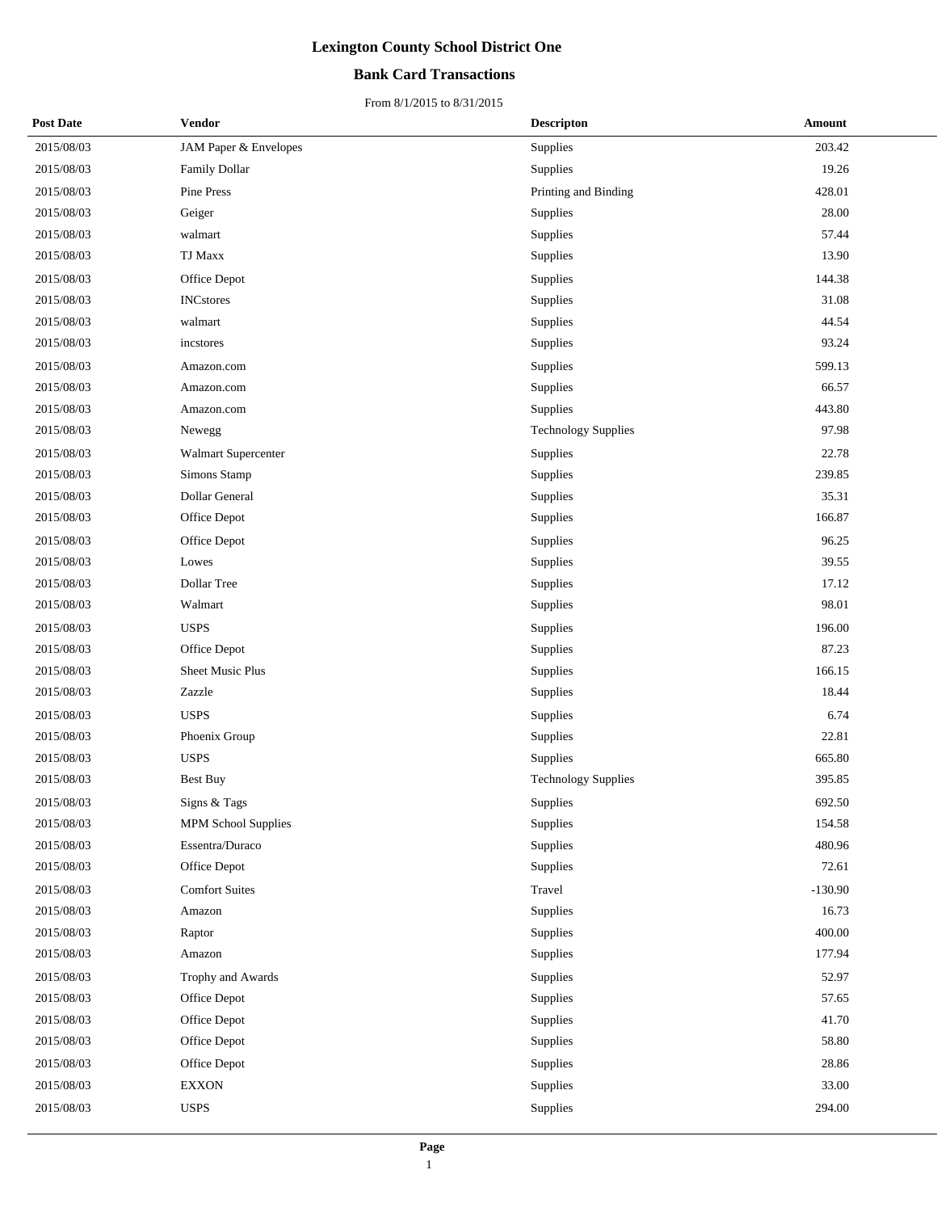# Lexington County School District One

## Bank Card Transactions

From 8/1/2015 to 8/31/2015

| Post Date | Vendor | Descripton | Amount |
|---|---|---|---|
| 2015/08/03 | JAM Paper & Envelopes | Supplies | 203.42 |
| 2015/08/03 | Family Dollar | Supplies | 19.26 |
| 2015/08/03 | Pine Press | Printing and Binding | 428.01 |
| 2015/08/03 | Geiger | Supplies | 28.00 |
| 2015/08/03 | walmart | Supplies | 57.44 |
| 2015/08/03 | TJ Maxx | Supplies | 13.90 |
| 2015/08/03 | Office Depot | Supplies | 144.38 |
| 2015/08/03 | INCstores | Supplies | 31.08 |
| 2015/08/03 | walmart | Supplies | 44.54 |
| 2015/08/03 | incstores | Supplies | 93.24 |
| 2015/08/03 | Amazon.com | Supplies | 599.13 |
| 2015/08/03 | Amazon.com | Supplies | 66.57 |
| 2015/08/03 | Amazon.com | Supplies | 443.80 |
| 2015/08/03 | Newegg | Technology Supplies | 97.98 |
| 2015/08/03 | Walmart Supercenter | Supplies | 22.78 |
| 2015/08/03 | Simons Stamp | Supplies | 239.85 |
| 2015/08/03 | Dollar General | Supplies | 35.31 |
| 2015/08/03 | Office Depot | Supplies | 166.87 |
| 2015/08/03 | Office Depot | Supplies | 96.25 |
| 2015/08/03 | Lowes | Supplies | 39.55 |
| 2015/08/03 | Dollar Tree | Supplies | 17.12 |
| 2015/08/03 | Walmart | Supplies | 98.01 |
| 2015/08/03 | USPS | Supplies | 196.00 |
| 2015/08/03 | Office Depot | Supplies | 87.23 |
| 2015/08/03 | Sheet Music Plus | Supplies | 166.15 |
| 2015/08/03 | Zazzle | Supplies | 18.44 |
| 2015/08/03 | USPS | Supplies | 6.74 |
| 2015/08/03 | Phoenix Group | Supplies | 22.81 |
| 2015/08/03 | USPS | Supplies | 665.80 |
| 2015/08/03 | Best Buy | Technology Supplies | 395.85 |
| 2015/08/03 | Signs & Tags | Supplies | 692.50 |
| 2015/08/03 | MPM School Supplies | Supplies | 154.58 |
| 2015/08/03 | Essentra/Duraco | Supplies | 480.96 |
| 2015/08/03 | Office Depot | Supplies | 72.61 |
| 2015/08/03 | Comfort Suites | Travel | -130.90 |
| 2015/08/03 | Amazon | Supplies | 16.73 |
| 2015/08/03 | Raptor | Supplies | 400.00 |
| 2015/08/03 | Amazon | Supplies | 177.94 |
| 2015/08/03 | Trophy and Awards | Supplies | 52.97 |
| 2015/08/03 | Office Depot | Supplies | 57.65 |
| 2015/08/03 | Office Depot | Supplies | 41.70 |
| 2015/08/03 | Office Depot | Supplies | 58.80 |
| 2015/08/03 | Office Depot | Supplies | 28.86 |
| 2015/08/03 | EXXON | Supplies | 33.00 |
| 2015/08/03 | USPS | Supplies | 294.00 |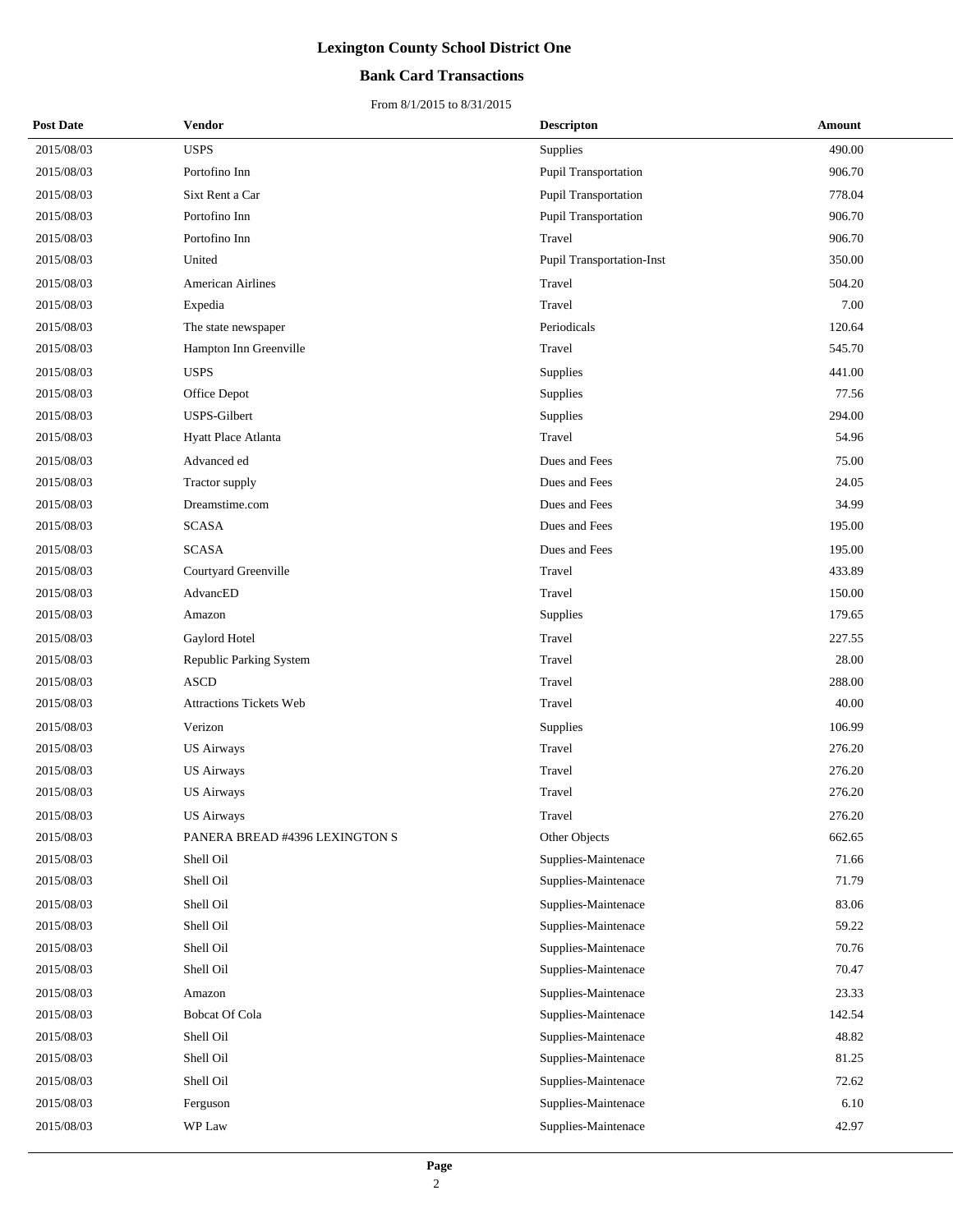# Lexington County School District One

## Bank Card Transactions

From 8/1/2015 to 8/31/2015

| Post Date | Vendor | Descripton | Amount |
|---|---|---|---|
| 2015/08/03 | USPS | Supplies | 490.00 |
| 2015/08/03 | Portofino Inn | Pupil Transportation | 906.70 |
| 2015/08/03 | Sixt Rent a Car | Pupil Transportation | 778.04 |
| 2015/08/03 | Portofino Inn | Pupil Transportation | 906.70 |
| 2015/08/03 | Portofino Inn | Travel | 906.70 |
| 2015/08/03 | United | Pupil Transportation-Inst | 350.00 |
| 2015/08/03 | American Airlines | Travel | 504.20 |
| 2015/08/03 | Expedia | Travel | 7.00 |
| 2015/08/03 | The state newspaper | Periodicals | 120.64 |
| 2015/08/03 | Hampton Inn Greenville | Travel | 545.70 |
| 2015/08/03 | USPS | Supplies | 441.00 |
| 2015/08/03 | Office Depot | Supplies | 77.56 |
| 2015/08/03 | USPS-Gilbert | Supplies | 294.00 |
| 2015/08/03 | Hyatt Place Atlanta | Travel | 54.96 |
| 2015/08/03 | Advanced ed | Dues and Fees | 75.00 |
| 2015/08/03 | Tractor supply | Dues and Fees | 24.05 |
| 2015/08/03 | Dreamstime.com | Dues and Fees | 34.99 |
| 2015/08/03 | SCASA | Dues and Fees | 195.00 |
| 2015/08/03 | SCASA | Dues and Fees | 195.00 |
| 2015/08/03 | Courtyard Greenville | Travel | 433.89 |
| 2015/08/03 | AdvancED | Travel | 150.00 |
| 2015/08/03 | Amazon | Supplies | 179.65 |
| 2015/08/03 | Gaylord Hotel | Travel | 227.55 |
| 2015/08/03 | Republic Parking System | Travel | 28.00 |
| 2015/08/03 | ASCD | Travel | 288.00 |
| 2015/08/03 | Attractions Tickets Web | Travel | 40.00 |
| 2015/08/03 | Verizon | Supplies | 106.99 |
| 2015/08/03 | US Airways | Travel | 276.20 |
| 2015/08/03 | US Airways | Travel | 276.20 |
| 2015/08/03 | US Airways | Travel | 276.20 |
| 2015/08/03 | US Airways | Travel | 276.20 |
| 2015/08/03 | PANERA BREAD #4396 LEXINGTON S | Other Objects | 662.65 |
| 2015/08/03 | Shell Oil | Supplies-Maintenace | 71.66 |
| 2015/08/03 | Shell Oil | Supplies-Maintenace | 71.79 |
| 2015/08/03 | Shell Oil | Supplies-Maintenace | 83.06 |
| 2015/08/03 | Shell Oil | Supplies-Maintenace | 59.22 |
| 2015/08/03 | Shell Oil | Supplies-Maintenace | 70.76 |
| 2015/08/03 | Shell Oil | Supplies-Maintenace | 70.47 |
| 2015/08/03 | Amazon | Supplies-Maintenace | 23.33 |
| 2015/08/03 | Bobcat Of Cola | Supplies-Maintenace | 142.54 |
| 2015/08/03 | Shell Oil | Supplies-Maintenace | 48.82 |
| 2015/08/03 | Shell Oil | Supplies-Maintenace | 81.25 |
| 2015/08/03 | Shell Oil | Supplies-Maintenace | 72.62 |
| 2015/08/03 | Ferguson | Supplies-Maintenace | 6.10 |
| 2015/08/03 | WP Law | Supplies-Maintenace | 42.97 |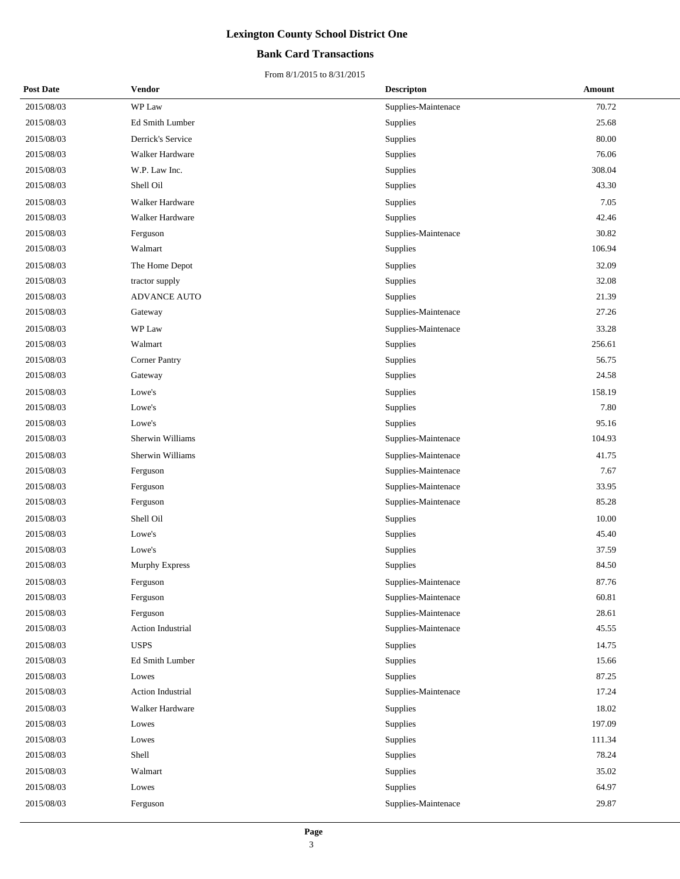# Lexington County School District One

## Bank Card Transactions

From 8/1/2015 to 8/31/2015

| Post Date | Vendor | Descripton | Amount |
|---|---|---|---|
| 2015/08/03 | WP Law | Supplies-Maintenace | 70.72 |
| 2015/08/03 | Ed Smith Lumber | Supplies | 25.68 |
| 2015/08/03 | Derrick's Service | Supplies | 80.00 |
| 2015/08/03 | Walker Hardware | Supplies | 76.06 |
| 2015/08/03 | W.P. Law Inc. | Supplies | 308.04 |
| 2015/08/03 | Shell Oil | Supplies | 43.30 |
| 2015/08/03 | Walker Hardware | Supplies | 7.05 |
| 2015/08/03 | Walker Hardware | Supplies | 42.46 |
| 2015/08/03 | Ferguson | Supplies-Maintenace | 30.82 |
| 2015/08/03 | Walmart | Supplies | 106.94 |
| 2015/08/03 | The Home Depot | Supplies | 32.09 |
| 2015/08/03 | tractor supply | Supplies | 32.08 |
| 2015/08/03 | ADVANCE AUTO | Supplies | 21.39 |
| 2015/08/03 | Gateway | Supplies-Maintenace | 27.26 |
| 2015/08/03 | WP Law | Supplies-Maintenace | 33.28 |
| 2015/08/03 | Walmart | Supplies | 256.61 |
| 2015/08/03 | Corner Pantry | Supplies | 56.75 |
| 2015/08/03 | Gateway | Supplies | 24.58 |
| 2015/08/03 | Lowe's | Supplies | 158.19 |
| 2015/08/03 | Lowe's | Supplies | 7.80 |
| 2015/08/03 | Lowe's | Supplies | 95.16 |
| 2015/08/03 | Sherwin Williams | Supplies-Maintenace | 104.93 |
| 2015/08/03 | Sherwin Williams | Supplies-Maintenace | 41.75 |
| 2015/08/03 | Ferguson | Supplies-Maintenace | 7.67 |
| 2015/08/03 | Ferguson | Supplies-Maintenace | 33.95 |
| 2015/08/03 | Ferguson | Supplies-Maintenace | 85.28 |
| 2015/08/03 | Shell Oil | Supplies | 10.00 |
| 2015/08/03 | Lowe's | Supplies | 45.40 |
| 2015/08/03 | Lowe's | Supplies | 37.59 |
| 2015/08/03 | Murphy Express | Supplies | 84.50 |
| 2015/08/03 | Ferguson | Supplies-Maintenace | 87.76 |
| 2015/08/03 | Ferguson | Supplies-Maintenace | 60.81 |
| 2015/08/03 | Ferguson | Supplies-Maintenace | 28.61 |
| 2015/08/03 | Action Industrial | Supplies-Maintenace | 45.55 |
| 2015/08/03 | USPS | Supplies | 14.75 |
| 2015/08/03 | Ed Smith Lumber | Supplies | 15.66 |
| 2015/08/03 | Lowes | Supplies | 87.25 |
| 2015/08/03 | Action Industrial | Supplies-Maintenace | 17.24 |
| 2015/08/03 | Walker Hardware | Supplies | 18.02 |
| 2015/08/03 | Lowes | Supplies | 197.09 |
| 2015/08/03 | Lowes | Supplies | 111.34 |
| 2015/08/03 | Shell | Supplies | 78.24 |
| 2015/08/03 | Walmart | Supplies | 35.02 |
| 2015/08/03 | Lowes | Supplies | 64.97 |
| 2015/08/03 | Ferguson | Supplies-Maintenace | 29.87 |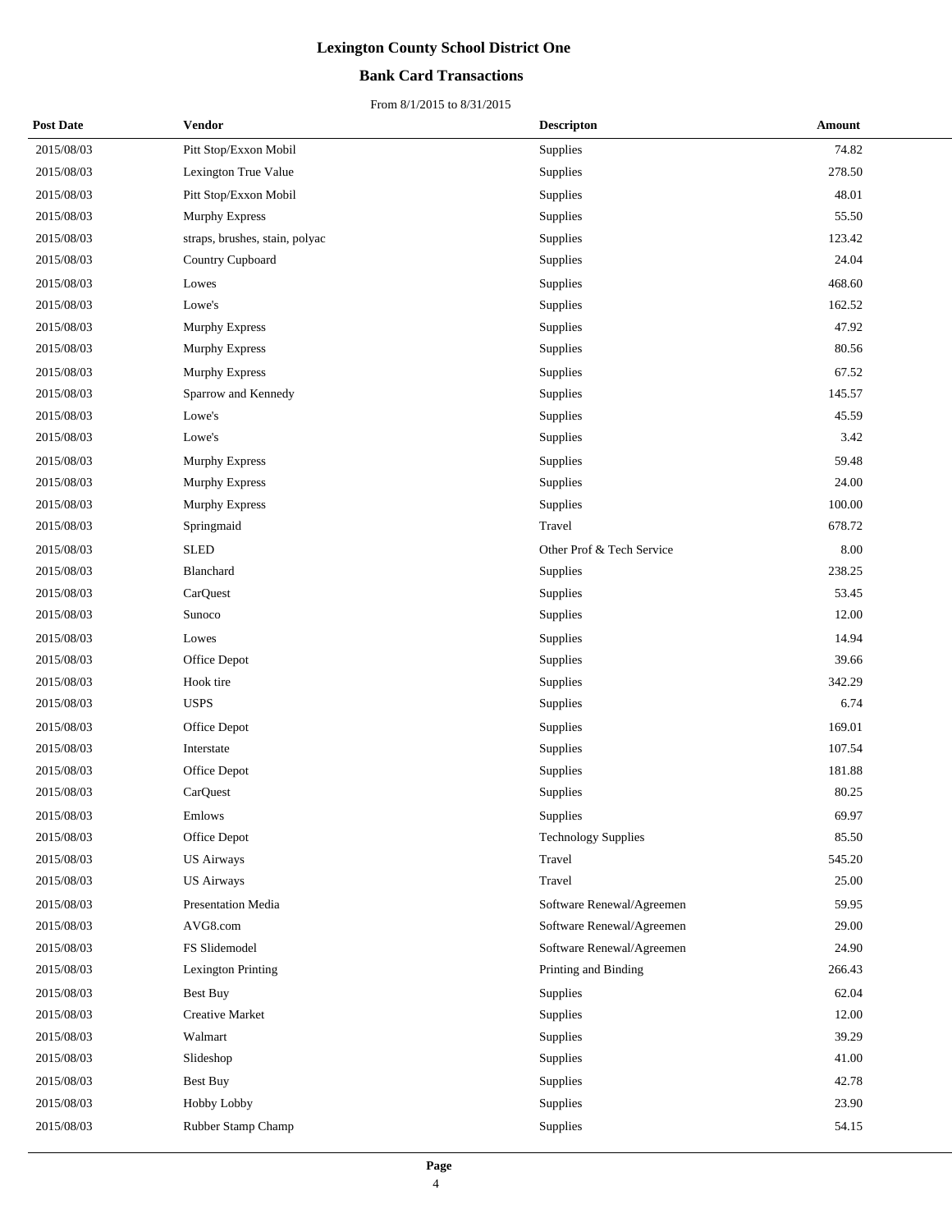# Lexington County School District One

## Bank Card Transactions

From 8/1/2015 to 8/31/2015

| Post Date | Vendor | Descripton | Amount |
|---|---|---|---|
| 2015/08/03 | Pitt Stop/Exxon Mobil | Supplies | 74.82 |
| 2015/08/03 | Lexington True Value | Supplies | 278.50 |
| 2015/08/03 | Pitt Stop/Exxon Mobil | Supplies | 48.01 |
| 2015/08/03 | Murphy Express | Supplies | 55.50 |
| 2015/08/03 | straps, brushes, stain, polyac | Supplies | 123.42 |
| 2015/08/03 | Country Cupboard | Supplies | 24.04 |
| 2015/08/03 | Lowes | Supplies | 468.60 |
| 2015/08/03 | Lowe's | Supplies | 162.52 |
| 2015/08/03 | Murphy Express | Supplies | 47.92 |
| 2015/08/03 | Murphy Express | Supplies | 80.56 |
| 2015/08/03 | Murphy Express | Supplies | 67.52 |
| 2015/08/03 | Sparrow and Kennedy | Supplies | 145.57 |
| 2015/08/03 | Lowe's | Supplies | 45.59 |
| 2015/08/03 | Lowe's | Supplies | 3.42 |
| 2015/08/03 | Murphy Express | Supplies | 59.48 |
| 2015/08/03 | Murphy Express | Supplies | 24.00 |
| 2015/08/03 | Murphy Express | Supplies | 100.00 |
| 2015/08/03 | Springmaid | Travel | 678.72 |
| 2015/08/03 | SLED | Other Prof & Tech Service | 8.00 |
| 2015/08/03 | Blanchard | Supplies | 238.25 |
| 2015/08/03 | CarQuest | Supplies | 53.45 |
| 2015/08/03 | Sunoco | Supplies | 12.00 |
| 2015/08/03 | Lowes | Supplies | 14.94 |
| 2015/08/03 | Office Depot | Supplies | 39.66 |
| 2015/08/03 | Hook tire | Supplies | 342.29 |
| 2015/08/03 | USPS | Supplies | 6.74 |
| 2015/08/03 | Office Depot | Supplies | 169.01 |
| 2015/08/03 | Interstate | Supplies | 107.54 |
| 2015/08/03 | Office Depot | Supplies | 181.88 |
| 2015/08/03 | CarQuest | Supplies | 80.25 |
| 2015/08/03 | Emlows | Supplies | 69.97 |
| 2015/08/03 | Office Depot | Technology Supplies | 85.50 |
| 2015/08/03 | US Airways | Travel | 545.20 |
| 2015/08/03 | US Airways | Travel | 25.00 |
| 2015/08/03 | Presentation Media | Software Renewal/Agreemen | 59.95 |
| 2015/08/03 | AVG8.com | Software Renewal/Agreemen | 29.00 |
| 2015/08/03 | FS Slidemodel | Software Renewal/Agreemen | 24.90 |
| 2015/08/03 | Lexington Printing | Printing and Binding | 266.43 |
| 2015/08/03 | Best Buy | Supplies | 62.04 |
| 2015/08/03 | Creative Market | Supplies | 12.00 |
| 2015/08/03 | Walmart | Supplies | 39.29 |
| 2015/08/03 | Slideshop | Supplies | 41.00 |
| 2015/08/03 | Best Buy | Supplies | 42.78 |
| 2015/08/03 | Hobby Lobby | Supplies | 23.90 |
| 2015/08/03 | Rubber Stamp Champ | Supplies | 54.15 |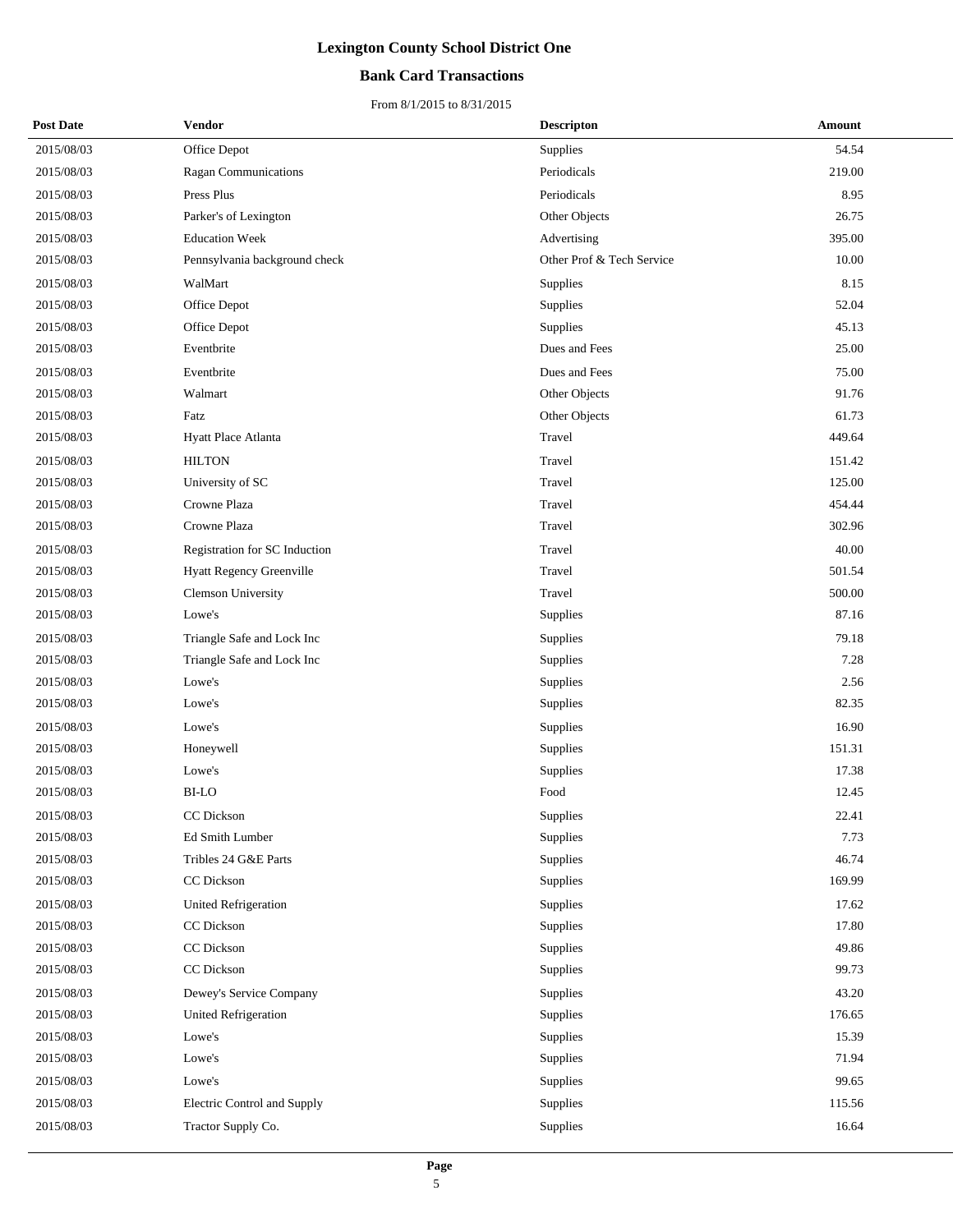# Lexington County School District One

## Bank Card Transactions

From 8/1/2015 to 8/31/2015

| Post Date | Vendor | Descripton | Amount |
|---|---|---|---|
| 2015/08/03 | Office Depot | Supplies | 54.54 |
| 2015/08/03 | Ragan Communications | Periodicals | 219.00 |
| 2015/08/03 | Press Plus | Periodicals | 8.95 |
| 2015/08/03 | Parker's of Lexington | Other Objects | 26.75 |
| 2015/08/03 | Education Week | Advertising | 395.00 |
| 2015/08/03 | Pennsylvania background check | Other Prof & Tech Service | 10.00 |
| 2015/08/03 | WalMart | Supplies | 8.15 |
| 2015/08/03 | Office Depot | Supplies | 52.04 |
| 2015/08/03 | Office Depot | Supplies | 45.13 |
| 2015/08/03 | Eventbrite | Dues and Fees | 25.00 |
| 2015/08/03 | Eventbrite | Dues and Fees | 75.00 |
| 2015/08/03 | Walmart | Other Objects | 91.76 |
| 2015/08/03 | Fatz | Other Objects | 61.73 |
| 2015/08/03 | Hyatt Place Atlanta | Travel | 449.64 |
| 2015/08/03 | HILTON | Travel | 151.42 |
| 2015/08/03 | University of SC | Travel | 125.00 |
| 2015/08/03 | Crowne Plaza | Travel | 454.44 |
| 2015/08/03 | Crowne Plaza | Travel | 302.96 |
| 2015/08/03 | Registration for SC Induction | Travel | 40.00 |
| 2015/08/03 | Hyatt Regency Greenville | Travel | 501.54 |
| 2015/08/03 | Clemson University | Travel | 500.00 |
| 2015/08/03 | Lowe's | Supplies | 87.16 |
| 2015/08/03 | Triangle Safe and Lock Inc | Supplies | 79.18 |
| 2015/08/03 | Triangle Safe and Lock Inc | Supplies | 7.28 |
| 2015/08/03 | Lowe's | Supplies | 2.56 |
| 2015/08/03 | Lowe's | Supplies | 82.35 |
| 2015/08/03 | Lowe's | Supplies | 16.90 |
| 2015/08/03 | Honeywell | Supplies | 151.31 |
| 2015/08/03 | Lowe's | Supplies | 17.38 |
| 2015/08/03 | BI-LO | Food | 12.45 |
| 2015/08/03 | CC Dickson | Supplies | 22.41 |
| 2015/08/03 | Ed Smith Lumber | Supplies | 7.73 |
| 2015/08/03 | Tribles 24 G&E Parts | Supplies | 46.74 |
| 2015/08/03 | CC Dickson | Supplies | 169.99 |
| 2015/08/03 | United Refrigeration | Supplies | 17.62 |
| 2015/08/03 | CC Dickson | Supplies | 17.80 |
| 2015/08/03 | CC Dickson | Supplies | 49.86 |
| 2015/08/03 | CC Dickson | Supplies | 99.73 |
| 2015/08/03 | Dewey's Service Company | Supplies | 43.20 |
| 2015/08/03 | United Refrigeration | Supplies | 176.65 |
| 2015/08/03 | Lowe's | Supplies | 15.39 |
| 2015/08/03 | Lowe's | Supplies | 71.94 |
| 2015/08/03 | Lowe's | Supplies | 99.65 |
| 2015/08/03 | Electric Control and Supply | Supplies | 115.56 |
| 2015/08/03 | Tractor Supply Co. | Supplies | 16.64 |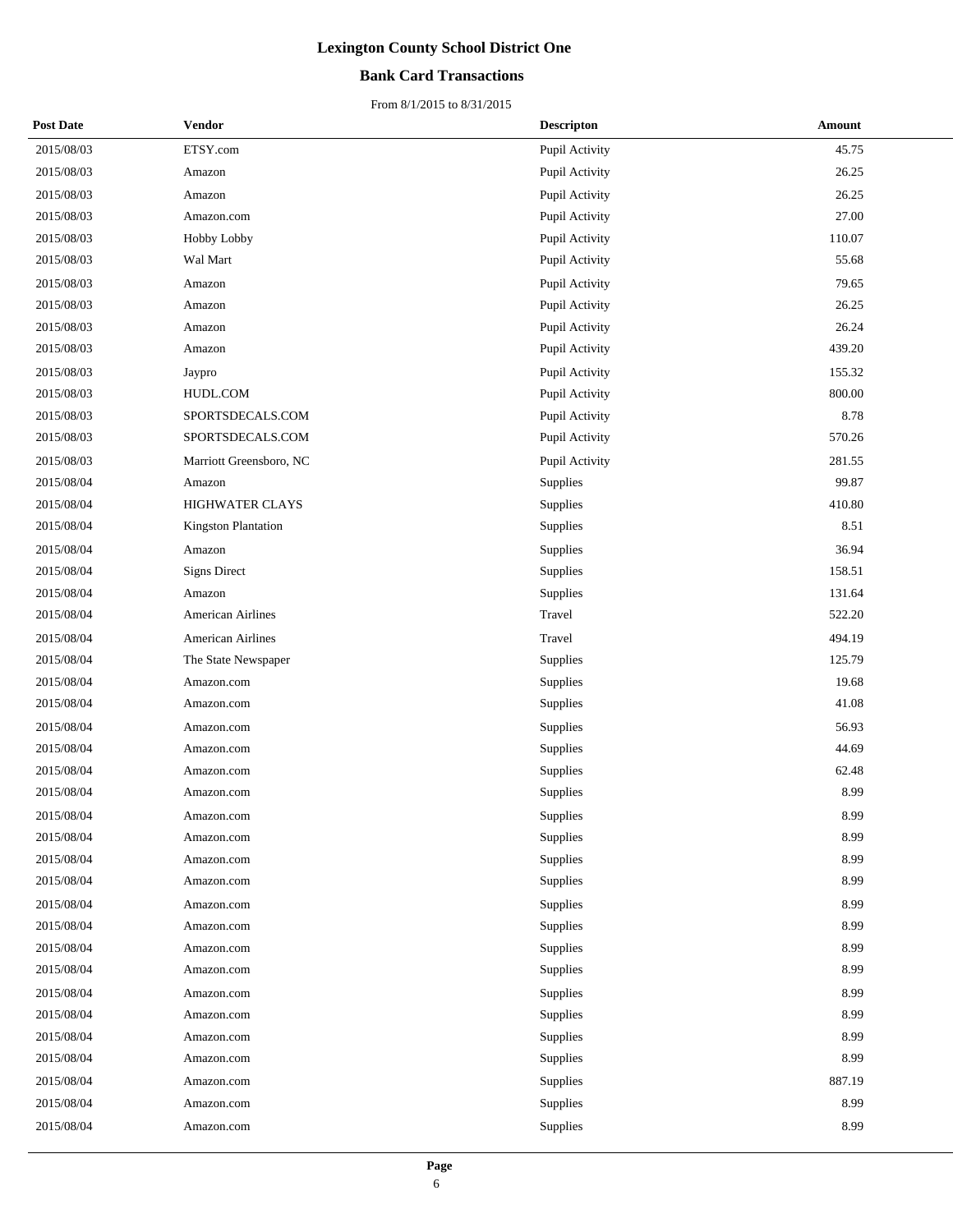# Lexington County School District One

## Bank Card Transactions

From 8/1/2015 to 8/31/2015

| Post Date | Vendor | Descripton | Amount |
|---|---|---|---|
| 2015/08/03 | ETSY.com | Pupil Activity | 45.75 |
| 2015/08/03 | Amazon | Pupil Activity | 26.25 |
| 2015/08/03 | Amazon | Pupil Activity | 26.25 |
| 2015/08/03 | Amazon.com | Pupil Activity | 27.00 |
| 2015/08/03 | Hobby Lobby | Pupil Activity | 110.07 |
| 2015/08/03 | Wal Mart | Pupil Activity | 55.68 |
| 2015/08/03 | Amazon | Pupil Activity | 79.65 |
| 2015/08/03 | Amazon | Pupil Activity | 26.25 |
| 2015/08/03 | Amazon | Pupil Activity | 26.24 |
| 2015/08/03 | Amazon | Pupil Activity | 439.20 |
| 2015/08/03 | Jaypro | Pupil Activity | 155.32 |
| 2015/08/03 | HUDL.COM | Pupil Activity | 800.00 |
| 2015/08/03 | SPORTSDECALS.COM | Pupil Activity | 8.78 |
| 2015/08/03 | SPORTSDECALS.COM | Pupil Activity | 570.26 |
| 2015/08/03 | Marriott Greensboro, NC | Pupil Activity | 281.55 |
| 2015/08/04 | Amazon | Supplies | 99.87 |
| 2015/08/04 | HIGHWATER CLAYS | Supplies | 410.80 |
| 2015/08/04 | Kingston Plantation | Supplies | 8.51 |
| 2015/08/04 | Amazon | Supplies | 36.94 |
| 2015/08/04 | Signs Direct | Supplies | 158.51 |
| 2015/08/04 | Amazon | Supplies | 131.64 |
| 2015/08/04 | American Airlines | Travel | 522.20 |
| 2015/08/04 | American Airlines | Travel | 494.19 |
| 2015/08/04 | The State Newspaper | Supplies | 125.79 |
| 2015/08/04 | Amazon.com | Supplies | 19.68 |
| 2015/08/04 | Amazon.com | Supplies | 41.08 |
| 2015/08/04 | Amazon.com | Supplies | 56.93 |
| 2015/08/04 | Amazon.com | Supplies | 44.69 |
| 2015/08/04 | Amazon.com | Supplies | 62.48 |
| 2015/08/04 | Amazon.com | Supplies | 8.99 |
| 2015/08/04 | Amazon.com | Supplies | 8.99 |
| 2015/08/04 | Amazon.com | Supplies | 8.99 |
| 2015/08/04 | Amazon.com | Supplies | 8.99 |
| 2015/08/04 | Amazon.com | Supplies | 8.99 |
| 2015/08/04 | Amazon.com | Supplies | 8.99 |
| 2015/08/04 | Amazon.com | Supplies | 8.99 |
| 2015/08/04 | Amazon.com | Supplies | 8.99 |
| 2015/08/04 | Amazon.com | Supplies | 8.99 |
| 2015/08/04 | Amazon.com | Supplies | 8.99 |
| 2015/08/04 | Amazon.com | Supplies | 8.99 |
| 2015/08/04 | Amazon.com | Supplies | 8.99 |
| 2015/08/04 | Amazon.com | Supplies | 8.99 |
| 2015/08/04 | Amazon.com | Supplies | 887.19 |
| 2015/08/04 | Amazon.com | Supplies | 8.99 |
| 2015/08/04 | Amazon.com | Supplies | 8.99 |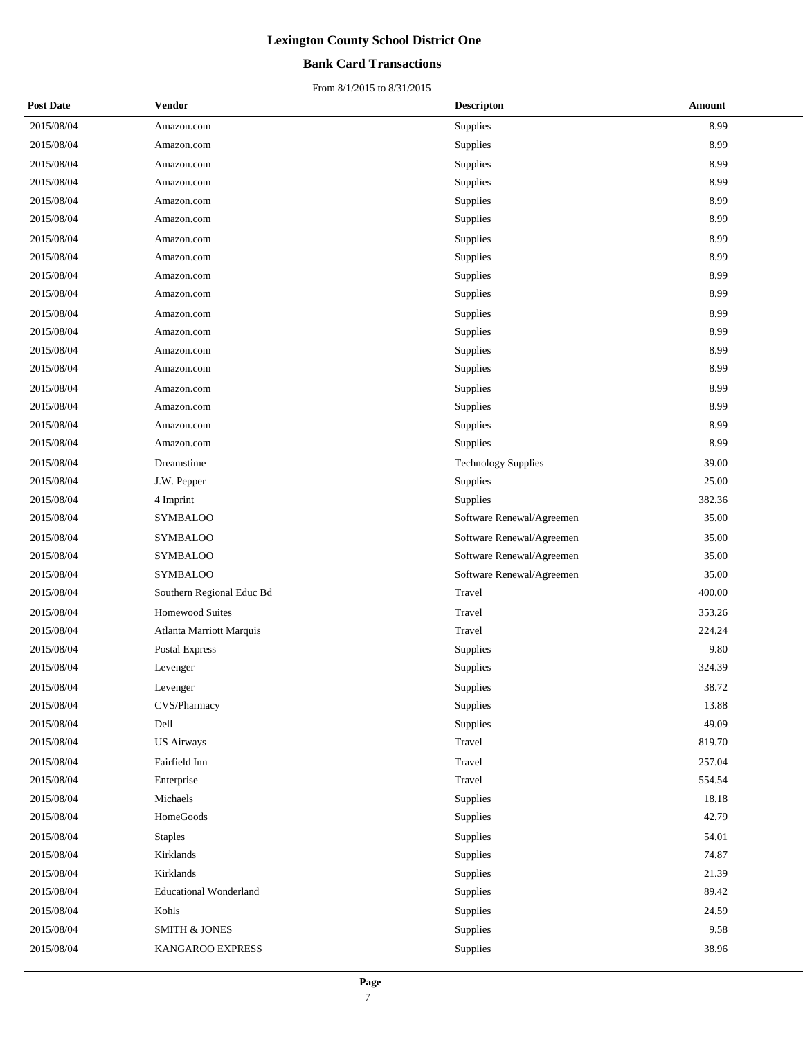# Lexington County School District One

## Bank Card Transactions

From 8/1/2015 to 8/31/2015

| Post Date | Vendor | Descripton | Amount |
|---|---|---|---|
| 2015/08/04 | Amazon.com | Supplies | 8.99 |
| 2015/08/04 | Amazon.com | Supplies | 8.99 |
| 2015/08/04 | Amazon.com | Supplies | 8.99 |
| 2015/08/04 | Amazon.com | Supplies | 8.99 |
| 2015/08/04 | Amazon.com | Supplies | 8.99 |
| 2015/08/04 | Amazon.com | Supplies | 8.99 |
| 2015/08/04 | Amazon.com | Supplies | 8.99 |
| 2015/08/04 | Amazon.com | Supplies | 8.99 |
| 2015/08/04 | Amazon.com | Supplies | 8.99 |
| 2015/08/04 | Amazon.com | Supplies | 8.99 |
| 2015/08/04 | Amazon.com | Supplies | 8.99 |
| 2015/08/04 | Amazon.com | Supplies | 8.99 |
| 2015/08/04 | Amazon.com | Supplies | 8.99 |
| 2015/08/04 | Amazon.com | Supplies | 8.99 |
| 2015/08/04 | Amazon.com | Supplies | 8.99 |
| 2015/08/04 | Amazon.com | Supplies | 8.99 |
| 2015/08/04 | Amazon.com | Supplies | 8.99 |
| 2015/08/04 | Amazon.com | Supplies | 8.99 |
| 2015/08/04 | Dreamstime | Technology Supplies | 39.00 |
| 2015/08/04 | J.W. Pepper | Supplies | 25.00 |
| 2015/08/04 | 4 Imprint | Supplies | 382.36 |
| 2015/08/04 | SYMBALOO | Software Renewal/Agreemen | 35.00 |
| 2015/08/04 | SYMBALOO | Software Renewal/Agreemen | 35.00 |
| 2015/08/04 | SYMBALOO | Software Renewal/Agreemen | 35.00 |
| 2015/08/04 | SYMBALOO | Software Renewal/Agreemen | 35.00 |
| 2015/08/04 | Southern Regional Educ Bd | Travel | 400.00 |
| 2015/08/04 | Homewood Suites | Travel | 353.26 |
| 2015/08/04 | Atlanta Marriott Marquis | Travel | 224.24 |
| 2015/08/04 | Postal Express | Supplies | 9.80 |
| 2015/08/04 | Levenger | Supplies | 324.39 |
| 2015/08/04 | Levenger | Supplies | 38.72 |
| 2015/08/04 | CVS/Pharmacy | Supplies | 13.88 |
| 2015/08/04 | Dell | Supplies | 49.09 |
| 2015/08/04 | US Airways | Travel | 819.70 |
| 2015/08/04 | Fairfield Inn | Travel | 257.04 |
| 2015/08/04 | Enterprise | Travel | 554.54 |
| 2015/08/04 | Michaels | Supplies | 18.18 |
| 2015/08/04 | HomeGoods | Supplies | 42.79 |
| 2015/08/04 | Staples | Supplies | 54.01 |
| 2015/08/04 | Kirklands | Supplies | 74.87 |
| 2015/08/04 | Kirklands | Supplies | 21.39 |
| 2015/08/04 | Educational Wonderland | Supplies | 89.42 |
| 2015/08/04 | Kohls | Supplies | 24.59 |
| 2015/08/04 | SMITH & JONES | Supplies | 9.58 |
| 2015/08/04 | KANGAROO EXPRESS | Supplies | 38.96 |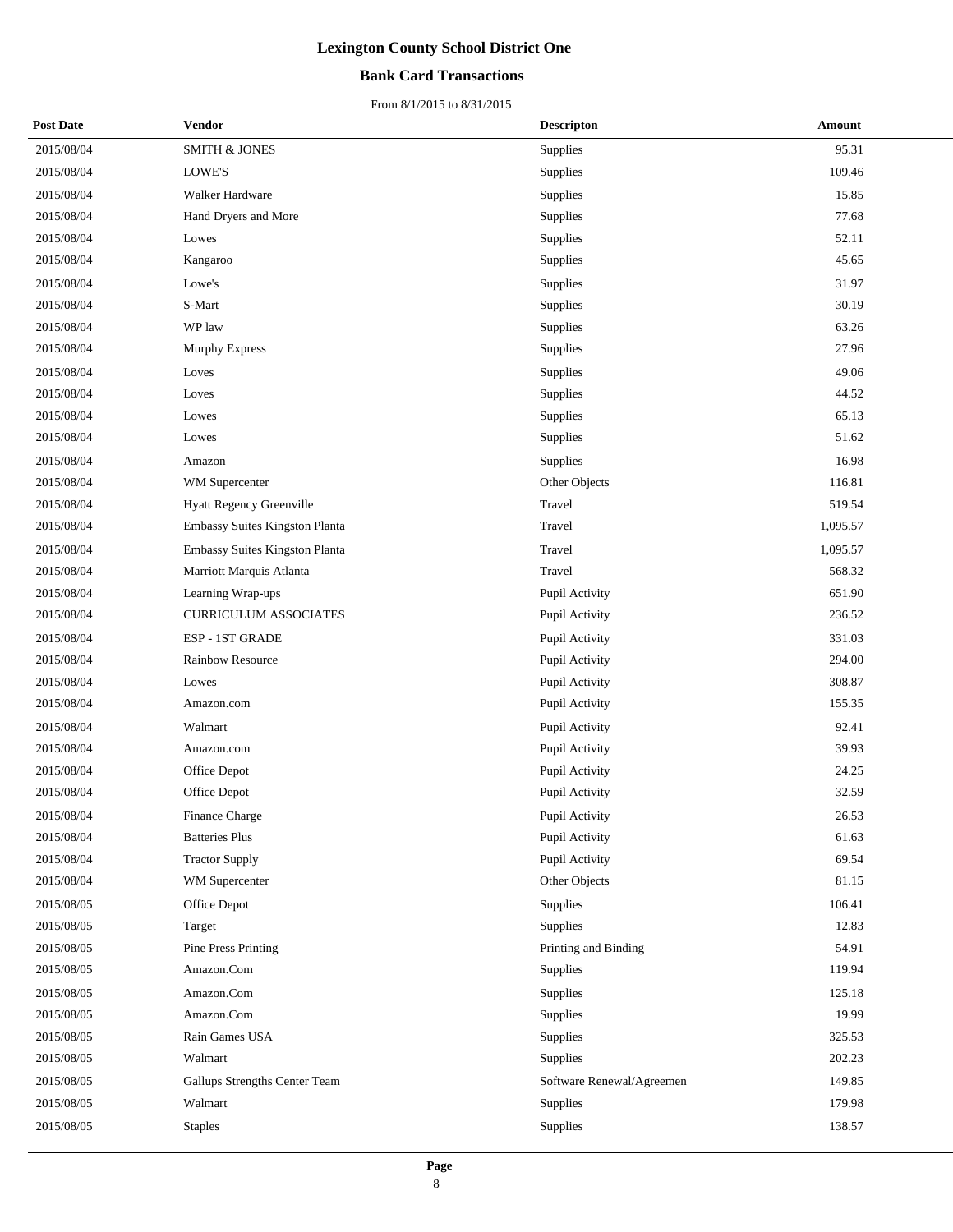# Lexington County School District One

## Bank Card Transactions

From 8/1/2015 to 8/31/2015

| Post Date | Vendor | Descripton | Amount |
|---|---|---|---|
| 2015/08/04 | SMITH & JONES | Supplies | 95.31 |
| 2015/08/04 | LOWE'S | Supplies | 109.46 |
| 2015/08/04 | Walker Hardware | Supplies | 15.85 |
| 2015/08/04 | Hand Dryers and More | Supplies | 77.68 |
| 2015/08/04 | Lowes | Supplies | 52.11 |
| 2015/08/04 | Kangaroo | Supplies | 45.65 |
| 2015/08/04 | Lowe's | Supplies | 31.97 |
| 2015/08/04 | S-Mart | Supplies | 30.19 |
| 2015/08/04 | WP law | Supplies | 63.26 |
| 2015/08/04 | Murphy Express | Supplies | 27.96 |
| 2015/08/04 | Loves | Supplies | 49.06 |
| 2015/08/04 | Loves | Supplies | 44.52 |
| 2015/08/04 | Lowes | Supplies | 65.13 |
| 2015/08/04 | Lowes | Supplies | 51.62 |
| 2015/08/04 | Amazon | Supplies | 16.98 |
| 2015/08/04 | WM Supercenter | Other Objects | 116.81 |
| 2015/08/04 | Hyatt Regency Greenville | Travel | 519.54 |
| 2015/08/04 | Embassy Suites Kingston Planta | Travel | 1,095.57 |
| 2015/08/04 | Embassy Suites Kingston Planta | Travel | 1,095.57 |
| 2015/08/04 | Marriott Marquis Atlanta | Travel | 568.32 |
| 2015/08/04 | Learning Wrap-ups | Pupil Activity | 651.90 |
| 2015/08/04 | CURRICULUM ASSOCIATES | Pupil Activity | 236.52 |
| 2015/08/04 | ESP - 1ST GRADE | Pupil Activity | 331.03 |
| 2015/08/04 | Rainbow Resource | Pupil Activity | 294.00 |
| 2015/08/04 | Lowes | Pupil Activity | 308.87 |
| 2015/08/04 | Amazon.com | Pupil Activity | 155.35 |
| 2015/08/04 | Walmart | Pupil Activity | 92.41 |
| 2015/08/04 | Amazon.com | Pupil Activity | 39.93 |
| 2015/08/04 | Office Depot | Pupil Activity | 24.25 |
| 2015/08/04 | Office Depot | Pupil Activity | 32.59 |
| 2015/08/04 | Finance Charge | Pupil Activity | 26.53 |
| 2015/08/04 | Batteries Plus | Pupil Activity | 61.63 |
| 2015/08/04 | Tractor Supply | Pupil Activity | 69.54 |
| 2015/08/04 | WM Supercenter | Other Objects | 81.15 |
| 2015/08/05 | Office Depot | Supplies | 106.41 |
| 2015/08/05 | Target | Supplies | 12.83 |
| 2015/08/05 | Pine Press Printing | Printing and Binding | 54.91 |
| 2015/08/05 | Amazon.Com | Supplies | 119.94 |
| 2015/08/05 | Amazon.Com | Supplies | 125.18 |
| 2015/08/05 | Amazon.Com | Supplies | 19.99 |
| 2015/08/05 | Rain Games USA | Supplies | 325.53 |
| 2015/08/05 | Walmart | Supplies | 202.23 |
| 2015/08/05 | Gallups Strengths Center Team | Software Renewal/Agreemen | 149.85 |
| 2015/08/05 | Walmart | Supplies | 179.98 |
| 2015/08/05 | Staples | Supplies | 138.57 |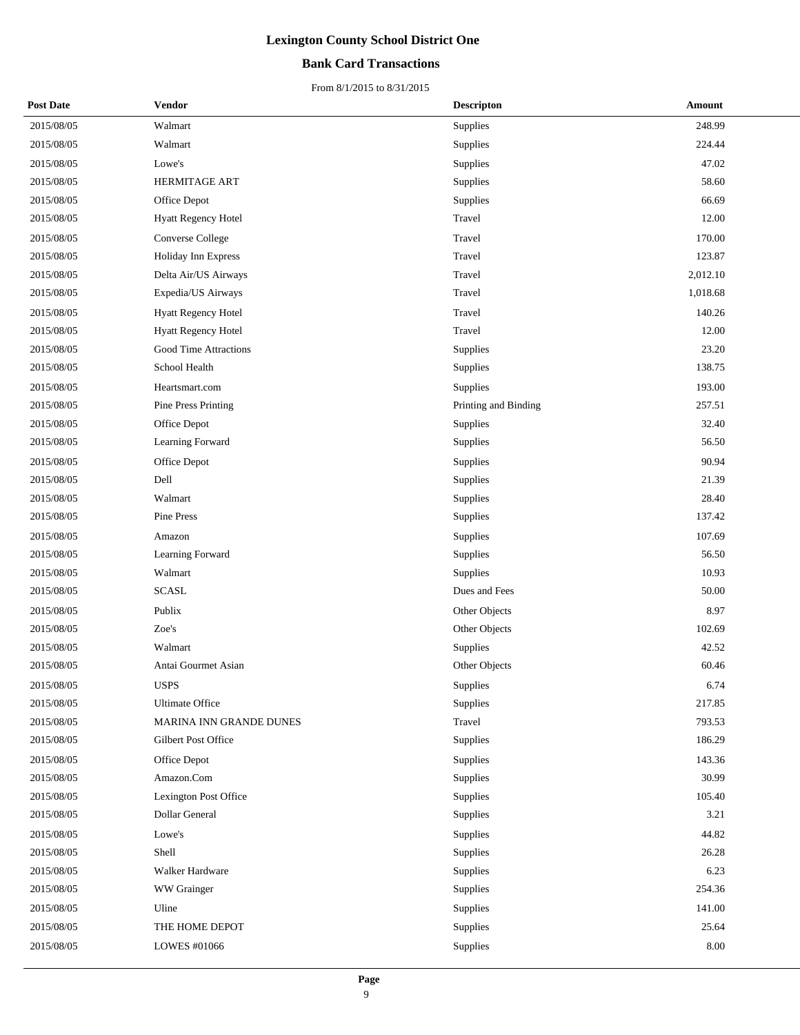# Lexington County School District One

## Bank Card Transactions

From 8/1/2015 to 8/31/2015

| Post Date | Vendor | Descripton | Amount |
|---|---|---|---|
| 2015/08/05 | Walmart | Supplies | 248.99 |
| 2015/08/05 | Walmart | Supplies | 224.44 |
| 2015/08/05 | Lowe's | Supplies | 47.02 |
| 2015/08/05 | HERMITAGE ART | Supplies | 58.60 |
| 2015/08/05 | Office Depot | Supplies | 66.69 |
| 2015/08/05 | Hyatt Regency Hotel | Travel | 12.00 |
| 2015/08/05 | Converse College | Travel | 170.00 |
| 2015/08/05 | Holiday Inn Express | Travel | 123.87 |
| 2015/08/05 | Delta Air/US Airways | Travel | 2,012.10 |
| 2015/08/05 | Expedia/US Airways | Travel | 1,018.68 |
| 2015/08/05 | Hyatt Regency Hotel | Travel | 140.26 |
| 2015/08/05 | Hyatt Regency Hotel | Travel | 12.00 |
| 2015/08/05 | Good Time Attractions | Supplies | 23.20 |
| 2015/08/05 | School Health | Supplies | 138.75 |
| 2015/08/05 | Heartsmart.com | Supplies | 193.00 |
| 2015/08/05 | Pine Press Printing | Printing and Binding | 257.51 |
| 2015/08/05 | Office Depot | Supplies | 32.40 |
| 2015/08/05 | Learning Forward | Supplies | 56.50 |
| 2015/08/05 | Office Depot | Supplies | 90.94 |
| 2015/08/05 | Dell | Supplies | 21.39 |
| 2015/08/05 | Walmart | Supplies | 28.40 |
| 2015/08/05 | Pine Press | Supplies | 137.42 |
| 2015/08/05 | Amazon | Supplies | 107.69 |
| 2015/08/05 | Learning Forward | Supplies | 56.50 |
| 2015/08/05 | Walmart | Supplies | 10.93 |
| 2015/08/05 | SCASL | Dues and Fees | 50.00 |
| 2015/08/05 | Publix | Other Objects | 8.97 |
| 2015/08/05 | Zoe's | Other Objects | 102.69 |
| 2015/08/05 | Walmart | Supplies | 42.52 |
| 2015/08/05 | Antai Gourmet Asian | Other Objects | 60.46 |
| 2015/08/05 | USPS | Supplies | 6.74 |
| 2015/08/05 | Ultimate Office | Supplies | 217.85 |
| 2015/08/05 | MARINA INN GRANDE DUNES | Travel | 793.53 |
| 2015/08/05 | Gilbert Post Office | Supplies | 186.29 |
| 2015/08/05 | Office Depot | Supplies | 143.36 |
| 2015/08/05 | Amazon.Com | Supplies | 30.99 |
| 2015/08/05 | Lexington Post Office | Supplies | 105.40 |
| 2015/08/05 | Dollar General | Supplies | 3.21 |
| 2015/08/05 | Lowe's | Supplies | 44.82 |
| 2015/08/05 | Shell | Supplies | 26.28 |
| 2015/08/05 | Walker Hardware | Supplies | 6.23 |
| 2015/08/05 | WW Grainger | Supplies | 254.36 |
| 2015/08/05 | Uline | Supplies | 141.00 |
| 2015/08/05 | THE HOME DEPOT | Supplies | 25.64 |
| 2015/08/05 | LOWES #01066 | Supplies | 8.00 |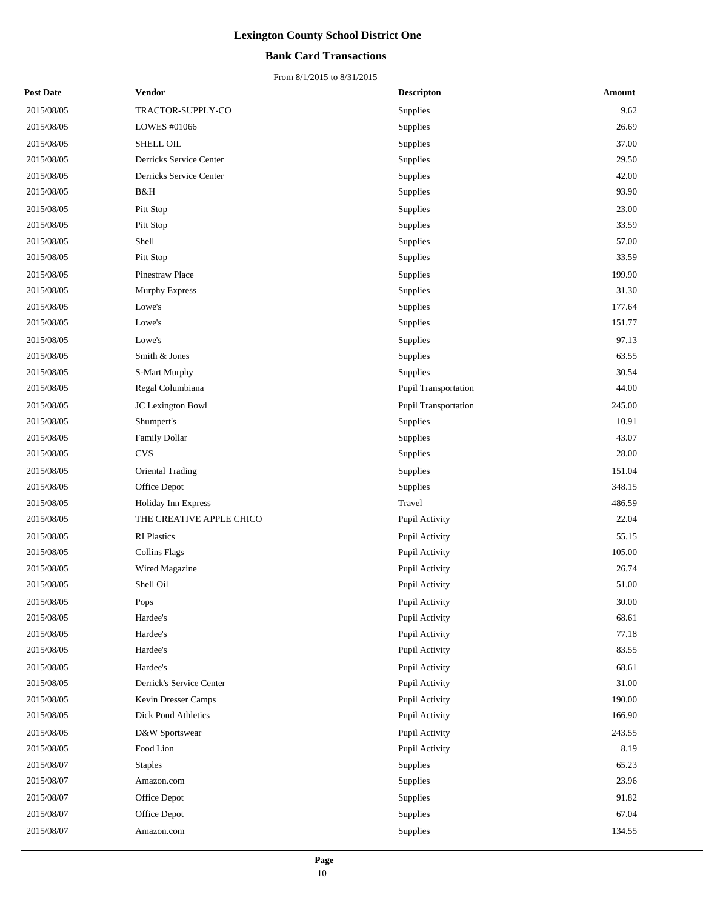# Lexington County School District One

## Bank Card Transactions

From 8/1/2015 to 8/31/2015

| Post Date | Vendor | Descripton | Amount |
|---|---|---|---|
| 2015/08/05 | TRACTOR-SUPPLY-CO | Supplies | 9.62 |
| 2015/08/05 | LOWES #01066 | Supplies | 26.69 |
| 2015/08/05 | SHELL OIL | Supplies | 37.00 |
| 2015/08/05 | Derricks Service Center | Supplies | 29.50 |
| 2015/08/05 | Derricks Service Center | Supplies | 42.00 |
| 2015/08/05 | B&H | Supplies | 93.90 |
| 2015/08/05 | Pitt Stop | Supplies | 23.00 |
| 2015/08/05 | Pitt Stop | Supplies | 33.59 |
| 2015/08/05 | Shell | Supplies | 57.00 |
| 2015/08/05 | Pitt Stop | Supplies | 33.59 |
| 2015/08/05 | Pinestraw Place | Supplies | 199.90 |
| 2015/08/05 | Murphy Express | Supplies | 31.30 |
| 2015/08/05 | Lowe's | Supplies | 177.64 |
| 2015/08/05 | Lowe's | Supplies | 151.77 |
| 2015/08/05 | Lowe's | Supplies | 97.13 |
| 2015/08/05 | Smith & Jones | Supplies | 63.55 |
| 2015/08/05 | S-Mart Murphy | Supplies | 30.54 |
| 2015/08/05 | Regal Columbiana | Pupil Transportation | 44.00 |
| 2015/08/05 | JC Lexington Bowl | Pupil Transportation | 245.00 |
| 2015/08/05 | Shumpert's | Supplies | 10.91 |
| 2015/08/05 | Family Dollar | Supplies | 43.07 |
| 2015/08/05 | CVS | Supplies | 28.00 |
| 2015/08/05 | Oriental Trading | Supplies | 151.04 |
| 2015/08/05 | Office Depot | Supplies | 348.15 |
| 2015/08/05 | Holiday Inn Express | Travel | 486.59 |
| 2015/08/05 | THE CREATIVE APPLE CHICO | Pupil Activity | 22.04 |
| 2015/08/05 | RI Plastics | Pupil Activity | 55.15 |
| 2015/08/05 | Collins Flags | Pupil Activity | 105.00 |
| 2015/08/05 | Wired Magazine | Pupil Activity | 26.74 |
| 2015/08/05 | Shell Oil | Pupil Activity | 51.00 |
| 2015/08/05 | Pops | Pupil Activity | 30.00 |
| 2015/08/05 | Hardee's | Pupil Activity | 68.61 |
| 2015/08/05 | Hardee's | Pupil Activity | 77.18 |
| 2015/08/05 | Hardee's | Pupil Activity | 83.55 |
| 2015/08/05 | Hardee's | Pupil Activity | 68.61 |
| 2015/08/05 | Derrick's Service Center | Pupil Activity | 31.00 |
| 2015/08/05 | Kevin Dresser Camps | Pupil Activity | 190.00 |
| 2015/08/05 | Dick Pond Athletics | Pupil Activity | 166.90 |
| 2015/08/05 | D&W Sportswear | Pupil Activity | 243.55 |
| 2015/08/05 | Food Lion | Pupil Activity | 8.19 |
| 2015/08/07 | Staples | Supplies | 65.23 |
| 2015/08/07 | Amazon.com | Supplies | 23.96 |
| 2015/08/07 | Office Depot | Supplies | 91.82 |
| 2015/08/07 | Office Depot | Supplies | 67.04 |
| 2015/08/07 | Amazon.com | Supplies | 134.55 |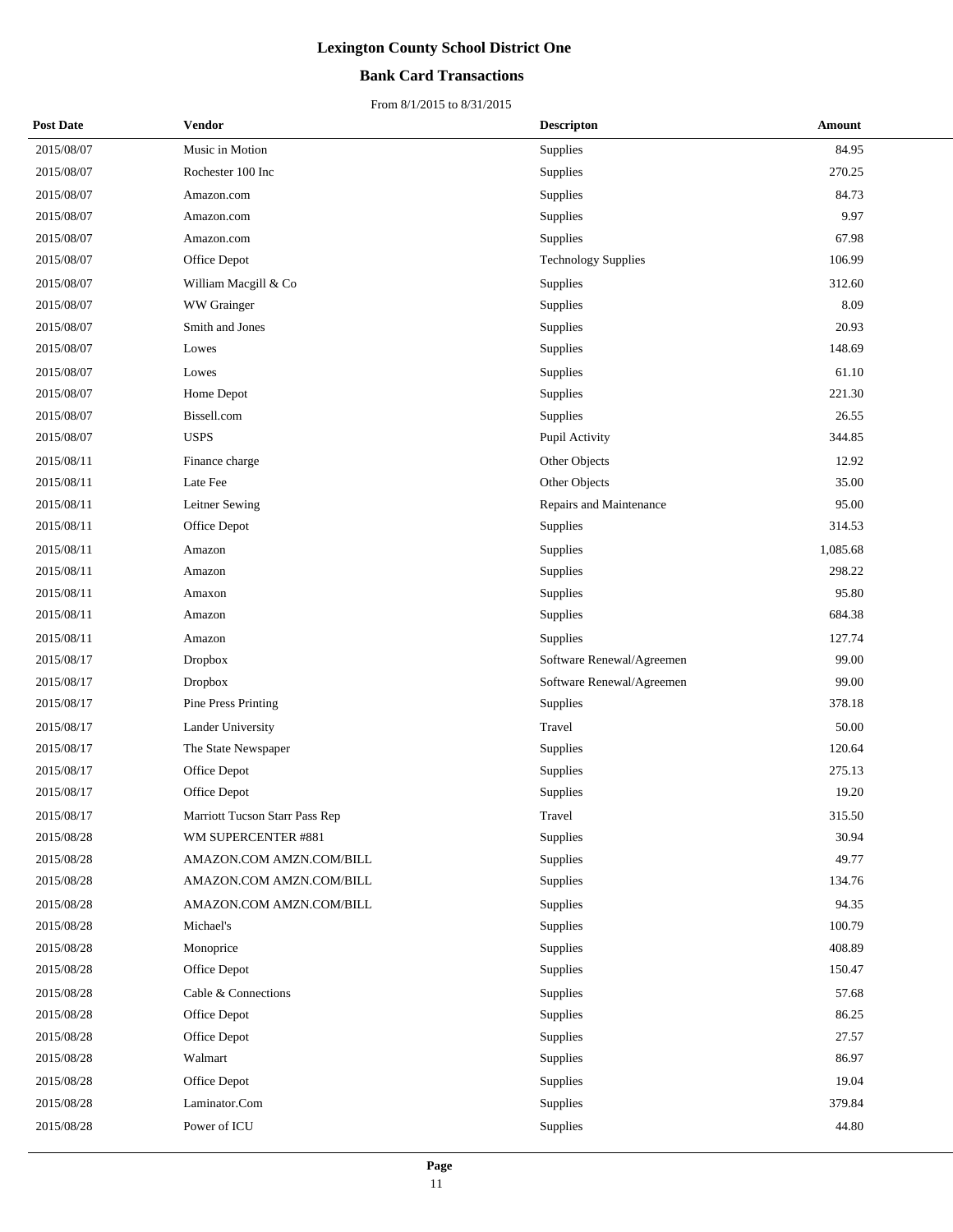# Lexington County School District One

## Bank Card Transactions

From 8/1/2015 to 8/31/2015

| Post Date | Vendor | Descripton | Amount |
|---|---|---|---|
| 2015/08/07 | Music in Motion | Supplies | 84.95 |
| 2015/08/07 | Rochester 100 Inc | Supplies | 270.25 |
| 2015/08/07 | Amazon.com | Supplies | 84.73 |
| 2015/08/07 | Amazon.com | Supplies | 9.97 |
| 2015/08/07 | Amazon.com | Supplies | 67.98 |
| 2015/08/07 | Office Depot | Technology Supplies | 106.99 |
| 2015/08/07 | William Macgill & Co | Supplies | 312.60 |
| 2015/08/07 | WW Grainger | Supplies | 8.09 |
| 2015/08/07 | Smith and Jones | Supplies | 20.93 |
| 2015/08/07 | Lowes | Supplies | 148.69 |
| 2015/08/07 | Lowes | Supplies | 61.10 |
| 2015/08/07 | Home Depot | Supplies | 221.30 |
| 2015/08/07 | Bissell.com | Supplies | 26.55 |
| 2015/08/07 | USPS | Pupil Activity | 344.85 |
| 2015/08/11 | Finance charge | Other Objects | 12.92 |
| 2015/08/11 | Late Fee | Other Objects | 35.00 |
| 2015/08/11 | Leitner Sewing | Repairs and Maintenance | 95.00 |
| 2015/08/11 | Office Depot | Supplies | 314.53 |
| 2015/08/11 | Amazon | Supplies | 1,085.68 |
| 2015/08/11 | Amazon | Supplies | 298.22 |
| 2015/08/11 | Amaxon | Supplies | 95.80 |
| 2015/08/11 | Amazon | Supplies | 684.38 |
| 2015/08/11 | Amazon | Supplies | 127.74 |
| 2015/08/17 | Dropbox | Software Renewal/Agreemen | 99.00 |
| 2015/08/17 | Dropbox | Software Renewal/Agreemen | 99.00 |
| 2015/08/17 | Pine Press Printing | Supplies | 378.18 |
| 2015/08/17 | Lander University | Travel | 50.00 |
| 2015/08/17 | The State Newspaper | Supplies | 120.64 |
| 2015/08/17 | Office Depot | Supplies | 275.13 |
| 2015/08/17 | Office Depot | Supplies | 19.20 |
| 2015/08/17 | Marriott Tucson Starr Pass Rep | Travel | 315.50 |
| 2015/08/28 | WM SUPERCENTER #881 | Supplies | 30.94 |
| 2015/08/28 | AMAZON.COM AMZN.COM/BILL | Supplies | 49.77 |
| 2015/08/28 | AMAZON.COM AMZN.COM/BILL | Supplies | 134.76 |
| 2015/08/28 | AMAZON.COM AMZN.COM/BILL | Supplies | 94.35 |
| 2015/08/28 | Michael's | Supplies | 100.79 |
| 2015/08/28 | Monoprice | Supplies | 408.89 |
| 2015/08/28 | Office Depot | Supplies | 150.47 |
| 2015/08/28 | Cable & Connections | Supplies | 57.68 |
| 2015/08/28 | Office Depot | Supplies | 86.25 |
| 2015/08/28 | Office Depot | Supplies | 27.57 |
| 2015/08/28 | Walmart | Supplies | 86.97 |
| 2015/08/28 | Office Depot | Supplies | 19.04 |
| 2015/08/28 | Laminator.Com | Supplies | 379.84 |
| 2015/08/28 | Power of ICU | Supplies | 44.80 |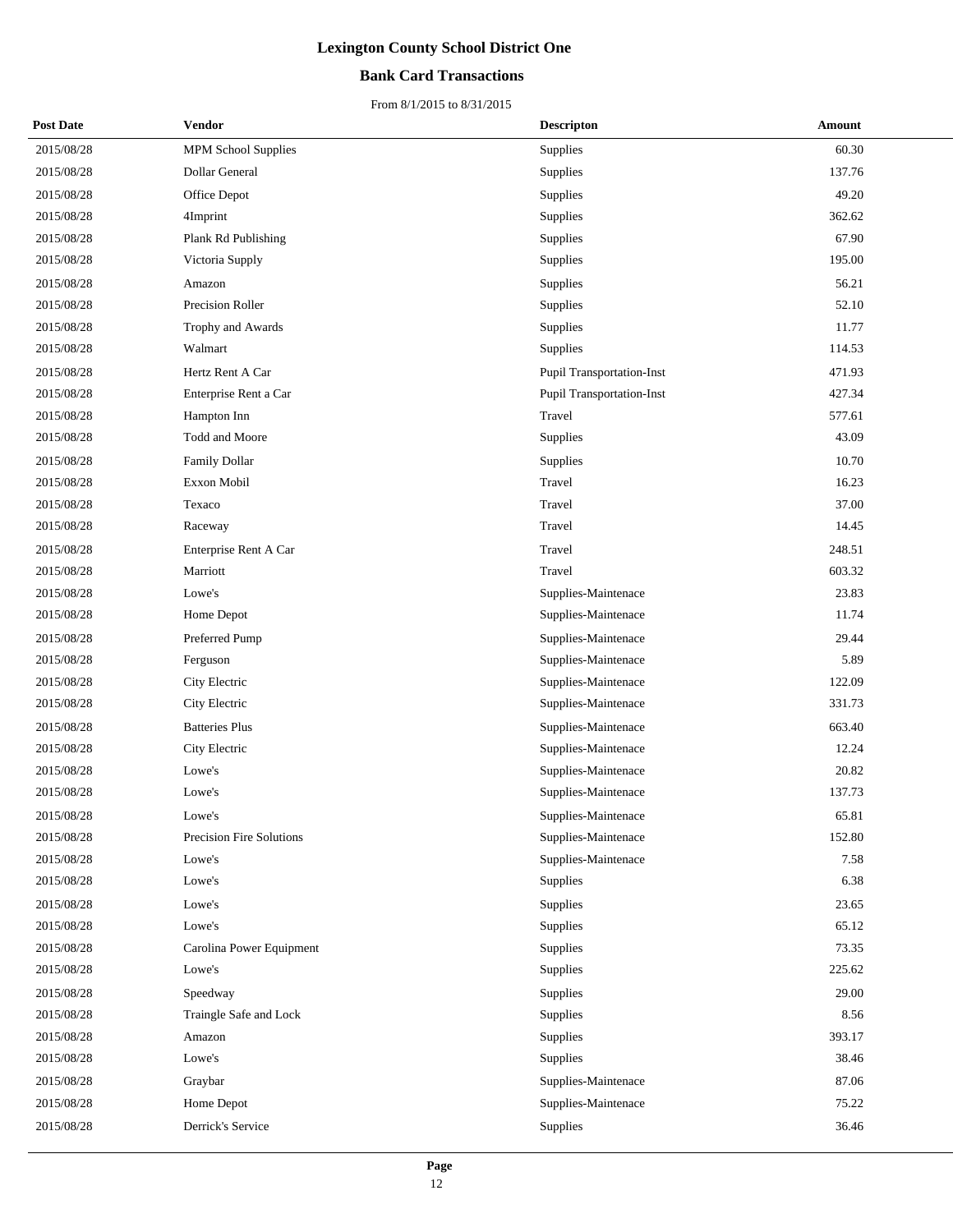# Lexington County School District One

## Bank Card Transactions

From 8/1/2015 to 8/31/2015

| Post Date | Vendor | Descripton | Amount |
|---|---|---|---|
| 2015/08/28 | MPM School Supplies | Supplies | 60.30 |
| 2015/08/28 | Dollar General | Supplies | 137.76 |
| 2015/08/28 | Office Depot | Supplies | 49.20 |
| 2015/08/28 | 4Imprint | Supplies | 362.62 |
| 2015/08/28 | Plank Rd Publishing | Supplies | 67.90 |
| 2015/08/28 | Victoria Supply | Supplies | 195.00 |
| 2015/08/28 | Amazon | Supplies | 56.21 |
| 2015/08/28 | Precision Roller | Supplies | 52.10 |
| 2015/08/28 | Trophy and Awards | Supplies | 11.77 |
| 2015/08/28 | Walmart | Supplies | 114.53 |
| 2015/08/28 | Hertz Rent A Car | Pupil Transportation-Inst | 471.93 |
| 2015/08/28 | Enterprise Rent a Car | Pupil Transportation-Inst | 427.34 |
| 2015/08/28 | Hampton Inn | Travel | 577.61 |
| 2015/08/28 | Todd and Moore | Supplies | 43.09 |
| 2015/08/28 | Family Dollar | Supplies | 10.70 |
| 2015/08/28 | Exxon Mobil | Travel | 16.23 |
| 2015/08/28 | Texaco | Travel | 37.00 |
| 2015/08/28 | Raceway | Travel | 14.45 |
| 2015/08/28 | Enterprise Rent A Car | Travel | 248.51 |
| 2015/08/28 | Marriott | Travel | 603.32 |
| 2015/08/28 | Lowe's | Supplies-Maintenace | 23.83 |
| 2015/08/28 | Home Depot | Supplies-Maintenace | 11.74 |
| 2015/08/28 | Preferred Pump | Supplies-Maintenace | 29.44 |
| 2015/08/28 | Ferguson | Supplies-Maintenace | 5.89 |
| 2015/08/28 | City Electric | Supplies-Maintenace | 122.09 |
| 2015/08/28 | City Electric | Supplies-Maintenace | 331.73 |
| 2015/08/28 | Batteries Plus | Supplies-Maintenace | 663.40 |
| 2015/08/28 | City Electric | Supplies-Maintenace | 12.24 |
| 2015/08/28 | Lowe's | Supplies-Maintenace | 20.82 |
| 2015/08/28 | Lowe's | Supplies-Maintenace | 137.73 |
| 2015/08/28 | Lowe's | Supplies-Maintenace | 65.81 |
| 2015/08/28 | Precision Fire Solutions | Supplies-Maintenace | 152.80 |
| 2015/08/28 | Lowe's | Supplies-Maintenace | 7.58 |
| 2015/08/28 | Lowe's | Supplies | 6.38 |
| 2015/08/28 | Lowe's | Supplies | 23.65 |
| 2015/08/28 | Lowe's | Supplies | 65.12 |
| 2015/08/28 | Carolina Power Equipment | Supplies | 73.35 |
| 2015/08/28 | Lowe's | Supplies | 225.62 |
| 2015/08/28 | Speedway | Supplies | 29.00 |
| 2015/08/28 | Traingle Safe and Lock | Supplies | 8.56 |
| 2015/08/28 | Amazon | Supplies | 393.17 |
| 2015/08/28 | Lowe's | Supplies | 38.46 |
| 2015/08/28 | Graybar | Supplies-Maintenace | 87.06 |
| 2015/08/28 | Home Depot | Supplies-Maintenace | 75.22 |
| 2015/08/28 | Derrick's Service | Supplies | 36.46 |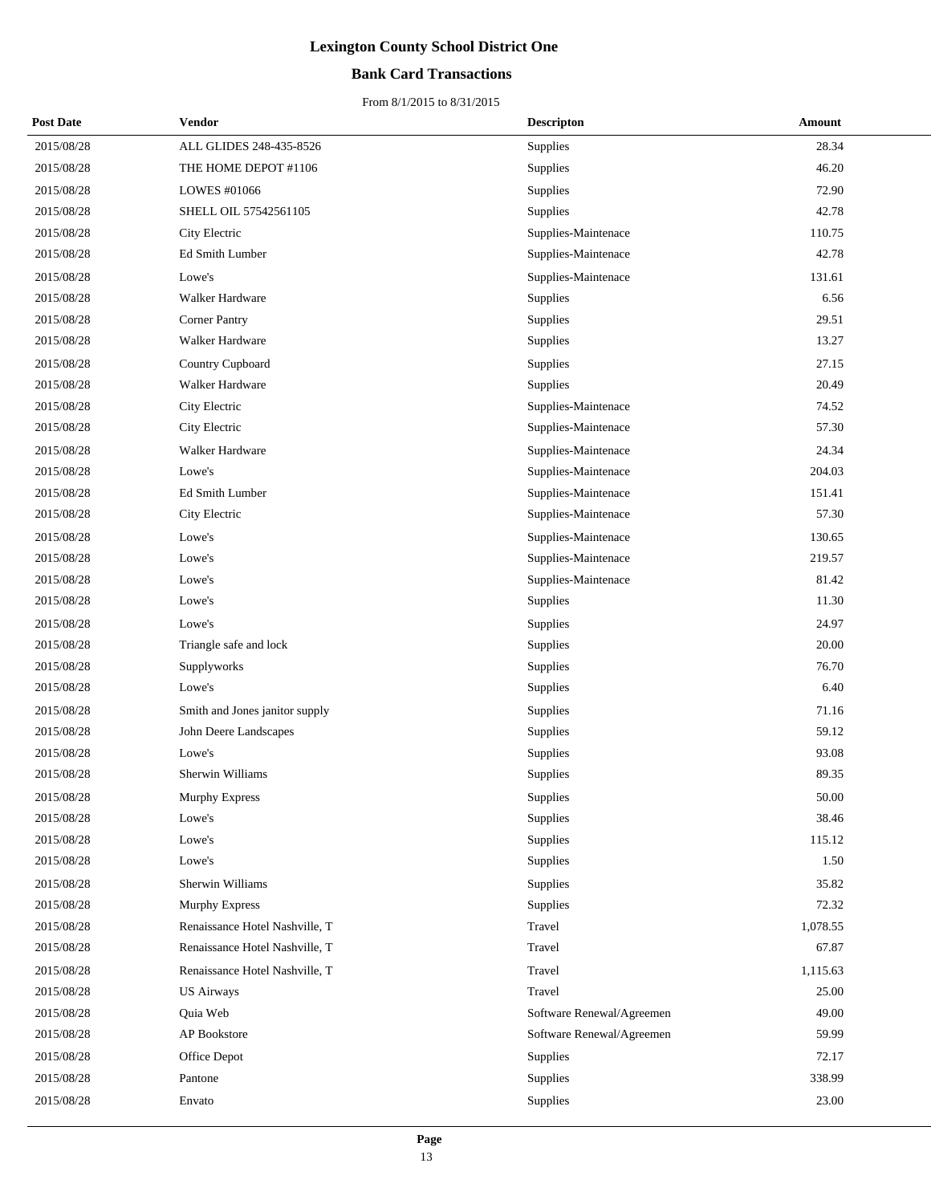# Lexington County School District One

## Bank Card Transactions

From 8/1/2015 to 8/31/2015

| Post Date | Vendor | Descripton | Amount |
|---|---|---|---|
| 2015/08/28 | ALL GLIDES 248-435-8526 | Supplies | 28.34 |
| 2015/08/28 | THE HOME DEPOT #1106 | Supplies | 46.20 |
| 2015/08/28 | LOWES #01066 | Supplies | 72.90 |
| 2015/08/28 | SHELL OIL 57542561105 | Supplies | 42.78 |
| 2015/08/28 | City Electric | Supplies-Maintenace | 110.75 |
| 2015/08/28 | Ed Smith Lumber | Supplies-Maintenace | 42.78 |
| 2015/08/28 | Lowe's | Supplies-Maintenace | 131.61 |
| 2015/08/28 | Walker Hardware | Supplies | 6.56 |
| 2015/08/28 | Corner Pantry | Supplies | 29.51 |
| 2015/08/28 | Walker Hardware | Supplies | 13.27 |
| 2015/08/28 | Country Cupboard | Supplies | 27.15 |
| 2015/08/28 | Walker Hardware | Supplies | 20.49 |
| 2015/08/28 | City Electric | Supplies-Maintenace | 74.52 |
| 2015/08/28 | City Electric | Supplies-Maintenace | 57.30 |
| 2015/08/28 | Walker Hardware | Supplies-Maintenace | 24.34 |
| 2015/08/28 | Lowe's | Supplies-Maintenace | 204.03 |
| 2015/08/28 | Ed Smith Lumber | Supplies-Maintenace | 151.41 |
| 2015/08/28 | City Electric | Supplies-Maintenace | 57.30 |
| 2015/08/28 | Lowe's | Supplies-Maintenace | 130.65 |
| 2015/08/28 | Lowe's | Supplies-Maintenace | 219.57 |
| 2015/08/28 | Lowe's | Supplies-Maintenace | 81.42 |
| 2015/08/28 | Lowe's | Supplies | 11.30 |
| 2015/08/28 | Lowe's | Supplies | 24.97 |
| 2015/08/28 | Triangle safe and lock | Supplies | 20.00 |
| 2015/08/28 | Supplyworks | Supplies | 76.70 |
| 2015/08/28 | Lowe's | Supplies | 6.40 |
| 2015/08/28 | Smith and Jones janitor supply | Supplies | 71.16 |
| 2015/08/28 | John Deere Landscapes | Supplies | 59.12 |
| 2015/08/28 | Lowe's | Supplies | 93.08 |
| 2015/08/28 | Sherwin Williams | Supplies | 89.35 |
| 2015/08/28 | Murphy Express | Supplies | 50.00 |
| 2015/08/28 | Lowe's | Supplies | 38.46 |
| 2015/08/28 | Lowe's | Supplies | 115.12 |
| 2015/08/28 | Lowe's | Supplies | 1.50 |
| 2015/08/28 | Sherwin Williams | Supplies | 35.82 |
| 2015/08/28 | Murphy Express | Supplies | 72.32 |
| 2015/08/28 | Renaissance Hotel Nashville, T | Travel | 1,078.55 |
| 2015/08/28 | Renaissance Hotel Nashville, T | Travel | 67.87 |
| 2015/08/28 | Renaissance Hotel Nashville, T | Travel | 1,115.63 |
| 2015/08/28 | US Airways | Travel | 25.00 |
| 2015/08/28 | Quia Web | Software Renewal/Agreemen | 49.00 |
| 2015/08/28 | AP Bookstore | Software Renewal/Agreemen | 59.99 |
| 2015/08/28 | Office Depot | Supplies | 72.17 |
| 2015/08/28 | Pantone | Supplies | 338.99 |
| 2015/08/28 | Envato | Supplies | 23.00 |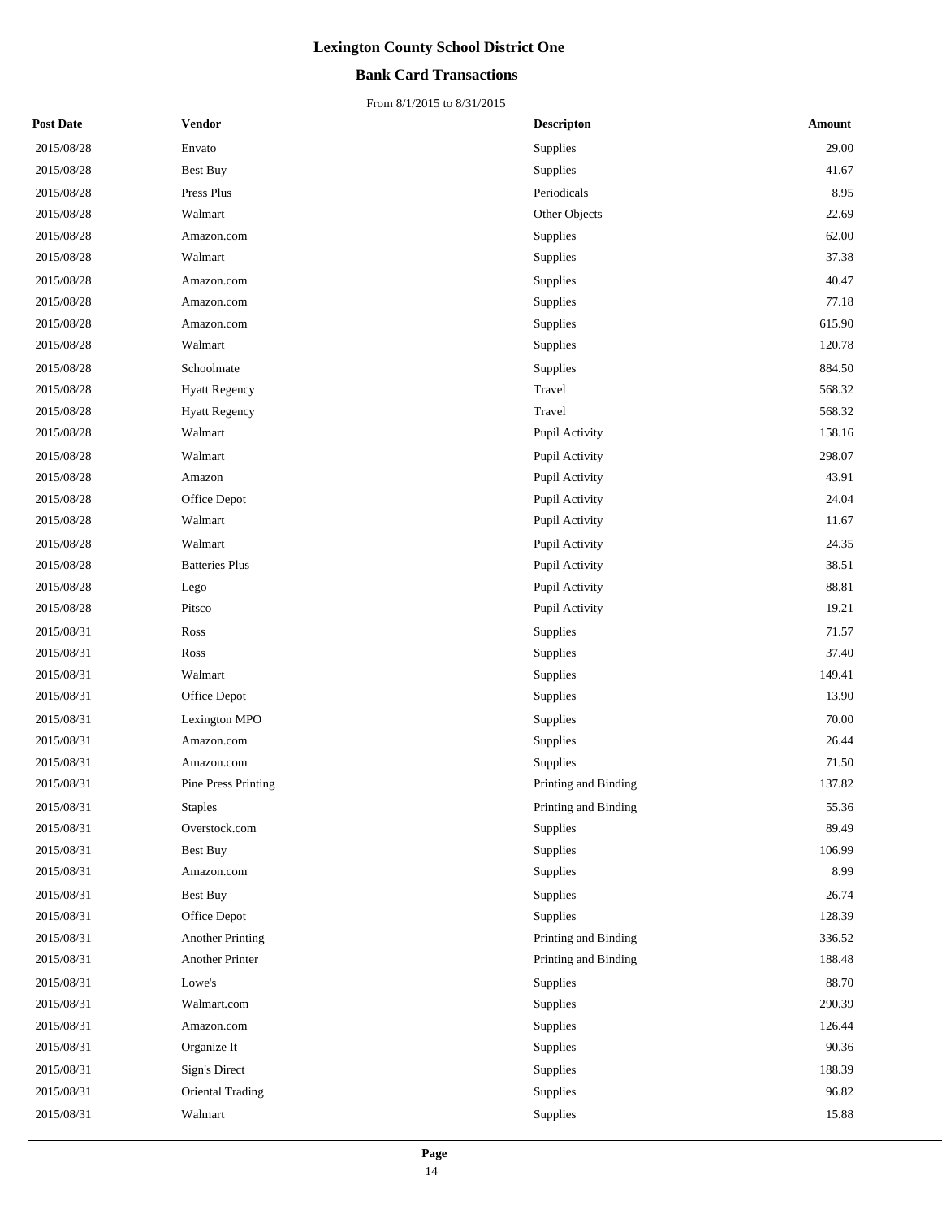# Lexington County School District One

## Bank Card Transactions

From 8/1/2015 to 8/31/2015

| Post Date | Vendor | Descripton | Amount |
|---|---|---|---|
| 2015/08/28 | Envato | Supplies | 29.00 |
| 2015/08/28 | Best Buy | Supplies | 41.67 |
| 2015/08/28 | Press Plus | Periodicals | 8.95 |
| 2015/08/28 | Walmart | Other Objects | 22.69 |
| 2015/08/28 | Amazon.com | Supplies | 62.00 |
| 2015/08/28 | Walmart | Supplies | 37.38 |
| 2015/08/28 | Amazon.com | Supplies | 40.47 |
| 2015/08/28 | Amazon.com | Supplies | 77.18 |
| 2015/08/28 | Amazon.com | Supplies | 615.90 |
| 2015/08/28 | Walmart | Supplies | 120.78 |
| 2015/08/28 | Schoolmate | Supplies | 884.50 |
| 2015/08/28 | Hyatt Regency | Travel | 568.32 |
| 2015/08/28 | Hyatt Regency | Travel | 568.32 |
| 2015/08/28 | Walmart | Pupil Activity | 158.16 |
| 2015/08/28 | Walmart | Pupil Activity | 298.07 |
| 2015/08/28 | Amazon | Pupil Activity | 43.91 |
| 2015/08/28 | Office Depot | Pupil Activity | 24.04 |
| 2015/08/28 | Walmart | Pupil Activity | 11.67 |
| 2015/08/28 | Walmart | Pupil Activity | 24.35 |
| 2015/08/28 | Batteries Plus | Pupil Activity | 38.51 |
| 2015/08/28 | Lego | Pupil Activity | 88.81 |
| 2015/08/28 | Pitsco | Pupil Activity | 19.21 |
| 2015/08/31 | Ross | Supplies | 71.57 |
| 2015/08/31 | Ross | Supplies | 37.40 |
| 2015/08/31 | Walmart | Supplies | 149.41 |
| 2015/08/31 | Office Depot | Supplies | 13.90 |
| 2015/08/31 | Lexington MPO | Supplies | 70.00 |
| 2015/08/31 | Amazon.com | Supplies | 26.44 |
| 2015/08/31 | Amazon.com | Supplies | 71.50 |
| 2015/08/31 | Pine Press Printing | Printing and Binding | 137.82 |
| 2015/08/31 | Staples | Printing and Binding | 55.36 |
| 2015/08/31 | Overstock.com | Supplies | 89.49 |
| 2015/08/31 | Best Buy | Supplies | 106.99 |
| 2015/08/31 | Amazon.com | Supplies | 8.99 |
| 2015/08/31 | Best Buy | Supplies | 26.74 |
| 2015/08/31 | Office Depot | Supplies | 128.39 |
| 2015/08/31 | Another Printing | Printing and Binding | 336.52 |
| 2015/08/31 | Another Printer | Printing and Binding | 188.48 |
| 2015/08/31 | Lowe's | Supplies | 88.70 |
| 2015/08/31 | Walmart.com | Supplies | 290.39 |
| 2015/08/31 | Amazon.com | Supplies | 126.44 |
| 2015/08/31 | Organize It | Supplies | 90.36 |
| 2015/08/31 | Sign's Direct | Supplies | 188.39 |
| 2015/08/31 | Oriental Trading | Supplies | 96.82 |
| 2015/08/31 | Walmart | Supplies | 15.88 |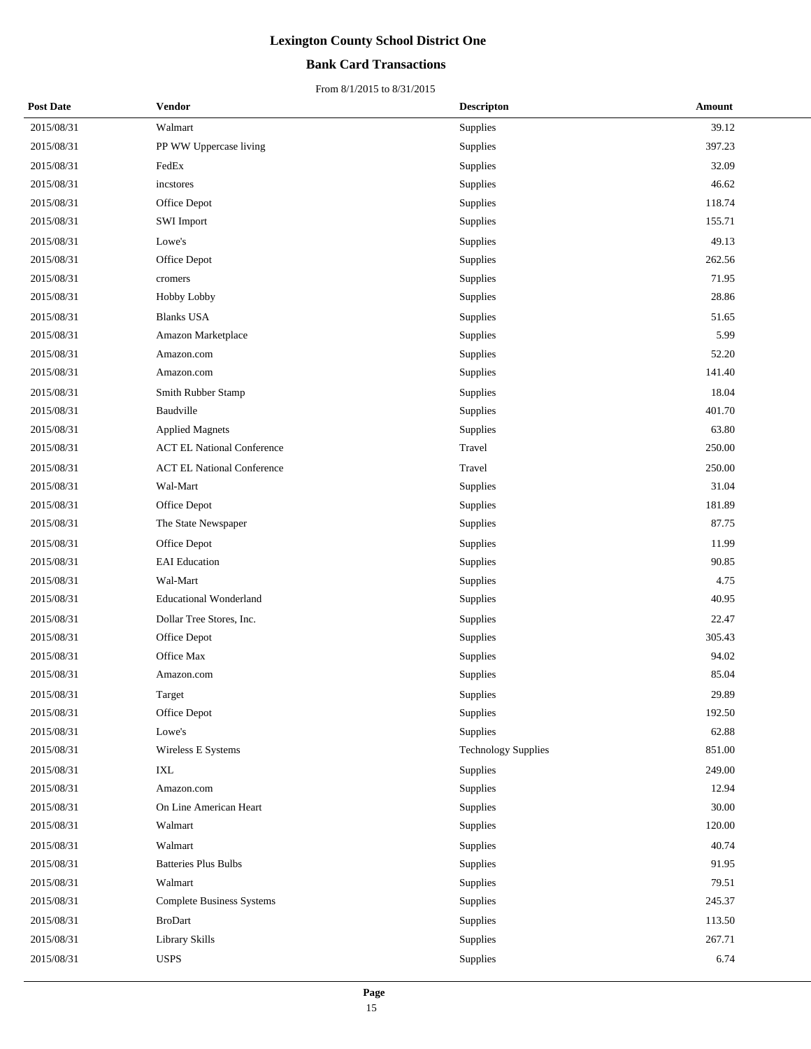# Lexington County School District One

## Bank Card Transactions

From 8/1/2015 to 8/31/2015

| Post Date | Vendor | Descripton | Amount |
|---|---|---|---|
| 2015/08/31 | Walmart | Supplies | 39.12 |
| 2015/08/31 | PP WW Uppercase living | Supplies | 397.23 |
| 2015/08/31 | FedEx | Supplies | 32.09 |
| 2015/08/31 | incstores | Supplies | 46.62 |
| 2015/08/31 | Office Depot | Supplies | 118.74 |
| 2015/08/31 | SWI Import | Supplies | 155.71 |
| 2015/08/31 | Lowe's | Supplies | 49.13 |
| 2015/08/31 | Office Depot | Supplies | 262.56 |
| 2015/08/31 | cromers | Supplies | 71.95 |
| 2015/08/31 | Hobby Lobby | Supplies | 28.86 |
| 2015/08/31 | Blanks USA | Supplies | 51.65 |
| 2015/08/31 | Amazon Marketplace | Supplies | 5.99 |
| 2015/08/31 | Amazon.com | Supplies | 52.20 |
| 2015/08/31 | Amazon.com | Supplies | 141.40 |
| 2015/08/31 | Smith Rubber Stamp | Supplies | 18.04 |
| 2015/08/31 | Baudville | Supplies | 401.70 |
| 2015/08/31 | Applied Magnets | Supplies | 63.80 |
| 2015/08/31 | ACT EL National Conference | Travel | 250.00 |
| 2015/08/31 | ACT EL National Conference | Travel | 250.00 |
| 2015/08/31 | Wal-Mart | Supplies | 31.04 |
| 2015/08/31 | Office Depot | Supplies | 181.89 |
| 2015/08/31 | The State Newspaper | Supplies | 87.75 |
| 2015/08/31 | Office Depot | Supplies | 11.99 |
| 2015/08/31 | EAI Education | Supplies | 90.85 |
| 2015/08/31 | Wal-Mart | Supplies | 4.75 |
| 2015/08/31 | Educational Wonderland | Supplies | 40.95 |
| 2015/08/31 | Dollar Tree Stores, Inc. | Supplies | 22.47 |
| 2015/08/31 | Office Depot | Supplies | 305.43 |
| 2015/08/31 | Office Max | Supplies | 94.02 |
| 2015/08/31 | Amazon.com | Supplies | 85.04 |
| 2015/08/31 | Target | Supplies | 29.89 |
| 2015/08/31 | Office Depot | Supplies | 192.50 |
| 2015/08/31 | Lowe's | Supplies | 62.88 |
| 2015/08/31 | Wireless E Systems | Technology Supplies | 851.00 |
| 2015/08/31 | IXL | Supplies | 249.00 |
| 2015/08/31 | Amazon.com | Supplies | 12.94 |
| 2015/08/31 | On Line American Heart | Supplies | 30.00 |
| 2015/08/31 | Walmart | Supplies | 120.00 |
| 2015/08/31 | Walmart | Supplies | 40.74 |
| 2015/08/31 | Batteries Plus Bulbs | Supplies | 91.95 |
| 2015/08/31 | Walmart | Supplies | 79.51 |
| 2015/08/31 | Complete Business Systems | Supplies | 245.37 |
| 2015/08/31 | BroDart | Supplies | 113.50 |
| 2015/08/31 | Library Skills | Supplies | 267.71 |
| 2015/08/31 | USPS | Supplies | 6.74 |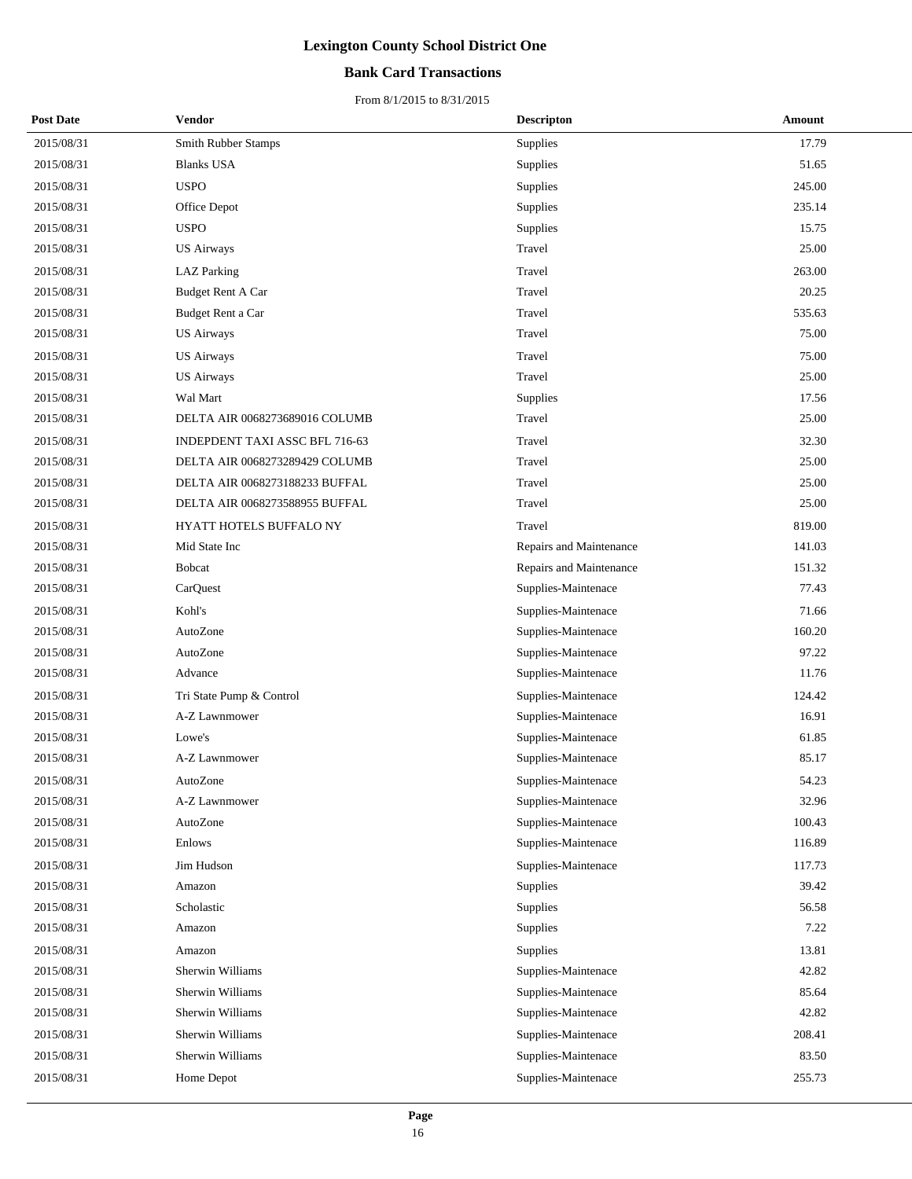# Lexington County School District One

## Bank Card Transactions

From 8/1/2015 to 8/31/2015

| Post Date | Vendor | Descripton | Amount |
|---|---|---|---|
| 2015/08/31 | Smith Rubber Stamps | Supplies | 17.79 |
| 2015/08/31 | Blanks USA | Supplies | 51.65 |
| 2015/08/31 | USPO | Supplies | 245.00 |
| 2015/08/31 | Office Depot | Supplies | 235.14 |
| 2015/08/31 | USPO | Supplies | 15.75 |
| 2015/08/31 | US Airways | Travel | 25.00 |
| 2015/08/31 | LAZ Parking | Travel | 263.00 |
| 2015/08/31 | Budget Rent A Car | Travel | 20.25 |
| 2015/08/31 | Budget Rent a Car | Travel | 535.63 |
| 2015/08/31 | US Airways | Travel | 75.00 |
| 2015/08/31 | US Airways | Travel | 75.00 |
| 2015/08/31 | US Airways | Travel | 25.00 |
| 2015/08/31 | Wal Mart | Supplies | 17.56 |
| 2015/08/31 | DELTA AIR 0068273689016 COLUMB | Travel | 25.00 |
| 2015/08/31 | INDEPDENT TAXI ASSC BFL 716-63 | Travel | 32.30 |
| 2015/08/31 | DELTA AIR 0068273289429 COLUMB | Travel | 25.00 |
| 2015/08/31 | DELTA AIR 0068273188233 BUFFAL | Travel | 25.00 |
| 2015/08/31 | DELTA AIR 0068273588955 BUFFAL | Travel | 25.00 |
| 2015/08/31 | HYATT HOTELS BUFFALO NY | Travel | 819.00 |
| 2015/08/31 | Mid State Inc | Repairs and Maintenance | 141.03 |
| 2015/08/31 | Bobcat | Repairs and Maintenance | 151.32 |
| 2015/08/31 | CarQuest | Supplies-Maintenace | 77.43 |
| 2015/08/31 | Kohl's | Supplies-Maintenace | 71.66 |
| 2015/08/31 | AutoZone | Supplies-Maintenace | 160.20 |
| 2015/08/31 | AutoZone | Supplies-Maintenace | 97.22 |
| 2015/08/31 | Advance | Supplies-Maintenace | 11.76 |
| 2015/08/31 | Tri State Pump & Control | Supplies-Maintenace | 124.42 |
| 2015/08/31 | A-Z Lawnmower | Supplies-Maintenace | 16.91 |
| 2015/08/31 | Lowe's | Supplies-Maintenace | 61.85 |
| 2015/08/31 | A-Z Lawnmower | Supplies-Maintenace | 85.17 |
| 2015/08/31 | AutoZone | Supplies-Maintenace | 54.23 |
| 2015/08/31 | A-Z Lawnmower | Supplies-Maintenace | 32.96 |
| 2015/08/31 | AutoZone | Supplies-Maintenace | 100.43 |
| 2015/08/31 | Enlows | Supplies-Maintenace | 116.89 |
| 2015/08/31 | Jim Hudson | Supplies-Maintenace | 117.73 |
| 2015/08/31 | Amazon | Supplies | 39.42 |
| 2015/08/31 | Scholastic | Supplies | 56.58 |
| 2015/08/31 | Amazon | Supplies | 7.22 |
| 2015/08/31 | Amazon | Supplies | 13.81 |
| 2015/08/31 | Sherwin Williams | Supplies-Maintenace | 42.82 |
| 2015/08/31 | Sherwin Williams | Supplies-Maintenace | 85.64 |
| 2015/08/31 | Sherwin Williams | Supplies-Maintenace | 42.82 |
| 2015/08/31 | Sherwin Williams | Supplies-Maintenace | 208.41 |
| 2015/08/31 | Sherwin Williams | Supplies-Maintenace | 83.50 |
| 2015/08/31 | Home Depot | Supplies-Maintenace | 255.73 |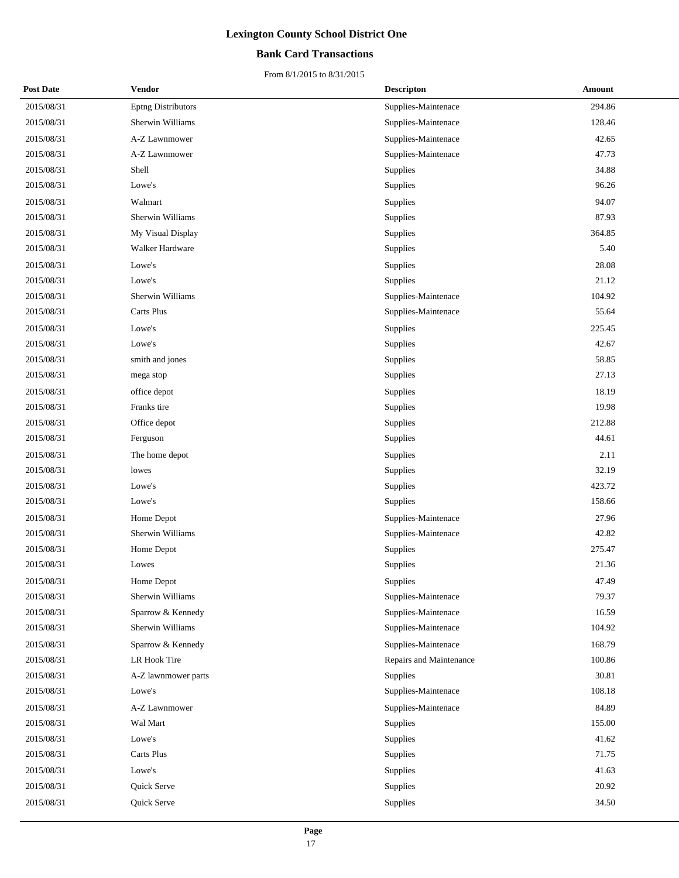# Lexington County School District One

## Bank Card Transactions

From 8/1/2015 to 8/31/2015

| Post Date | Vendor | Descripton | Amount |
|---|---|---|---|
| 2015/08/31 | Eptng Distributors | Supplies-Maintenace | 294.86 |
| 2015/08/31 | Sherwin Williams | Supplies-Maintenace | 128.46 |
| 2015/08/31 | A-Z Lawnmower | Supplies-Maintenace | 42.65 |
| 2015/08/31 | A-Z Lawnmower | Supplies-Maintenace | 47.73 |
| 2015/08/31 | Shell | Supplies | 34.88 |
| 2015/08/31 | Lowe's | Supplies | 96.26 |
| 2015/08/31 | Walmart | Supplies | 94.07 |
| 2015/08/31 | Sherwin Williams | Supplies | 87.93 |
| 2015/08/31 | My Visual Display | Supplies | 364.85 |
| 2015/08/31 | Walker Hardware | Supplies | 5.40 |
| 2015/08/31 | Lowe's | Supplies | 28.08 |
| 2015/08/31 | Lowe's | Supplies | 21.12 |
| 2015/08/31 | Sherwin Williams | Supplies-Maintenace | 104.92 |
| 2015/08/31 | Carts Plus | Supplies-Maintenace | 55.64 |
| 2015/08/31 | Lowe's | Supplies | 225.45 |
| 2015/08/31 | Lowe's | Supplies | 42.67 |
| 2015/08/31 | smith and jones | Supplies | 58.85 |
| 2015/08/31 | mega stop | Supplies | 27.13 |
| 2015/08/31 | office depot | Supplies | 18.19 |
| 2015/08/31 | Franks tire | Supplies | 19.98 |
| 2015/08/31 | Office depot | Supplies | 212.88 |
| 2015/08/31 | Ferguson | Supplies | 44.61 |
| 2015/08/31 | The home depot | Supplies | 2.11 |
| 2015/08/31 | lowes | Supplies | 32.19 |
| 2015/08/31 | Lowe's | Supplies | 423.72 |
| 2015/08/31 | Lowe's | Supplies | 158.66 |
| 2015/08/31 | Home Depot | Supplies-Maintenace | 27.96 |
| 2015/08/31 | Sherwin Williams | Supplies-Maintenace | 42.82 |
| 2015/08/31 | Home Depot | Supplies | 275.47 |
| 2015/08/31 | Lowes | Supplies | 21.36 |
| 2015/08/31 | Home Depot | Supplies | 47.49 |
| 2015/08/31 | Sherwin Williams | Supplies-Maintenace | 79.37 |
| 2015/08/31 | Sparrow & Kennedy | Supplies-Maintenace | 16.59 |
| 2015/08/31 | Sherwin Williams | Supplies-Maintenace | 104.92 |
| 2015/08/31 | Sparrow & Kennedy | Supplies-Maintenace | 168.79 |
| 2015/08/31 | LR Hook Tire | Repairs and Maintenance | 100.86 |
| 2015/08/31 | A-Z lawnmower parts | Supplies | 30.81 |
| 2015/08/31 | Lowe's | Supplies-Maintenace | 108.18 |
| 2015/08/31 | A-Z Lawnmower | Supplies-Maintenace | 84.89 |
| 2015/08/31 | Wal Mart | Supplies | 155.00 |
| 2015/08/31 | Lowe's | Supplies | 41.62 |
| 2015/08/31 | Carts Plus | Supplies | 71.75 |
| 2015/08/31 | Lowe's | Supplies | 41.63 |
| 2015/08/31 | Quick Serve | Supplies | 20.92 |
| 2015/08/31 | Quick Serve | Supplies | 34.50 |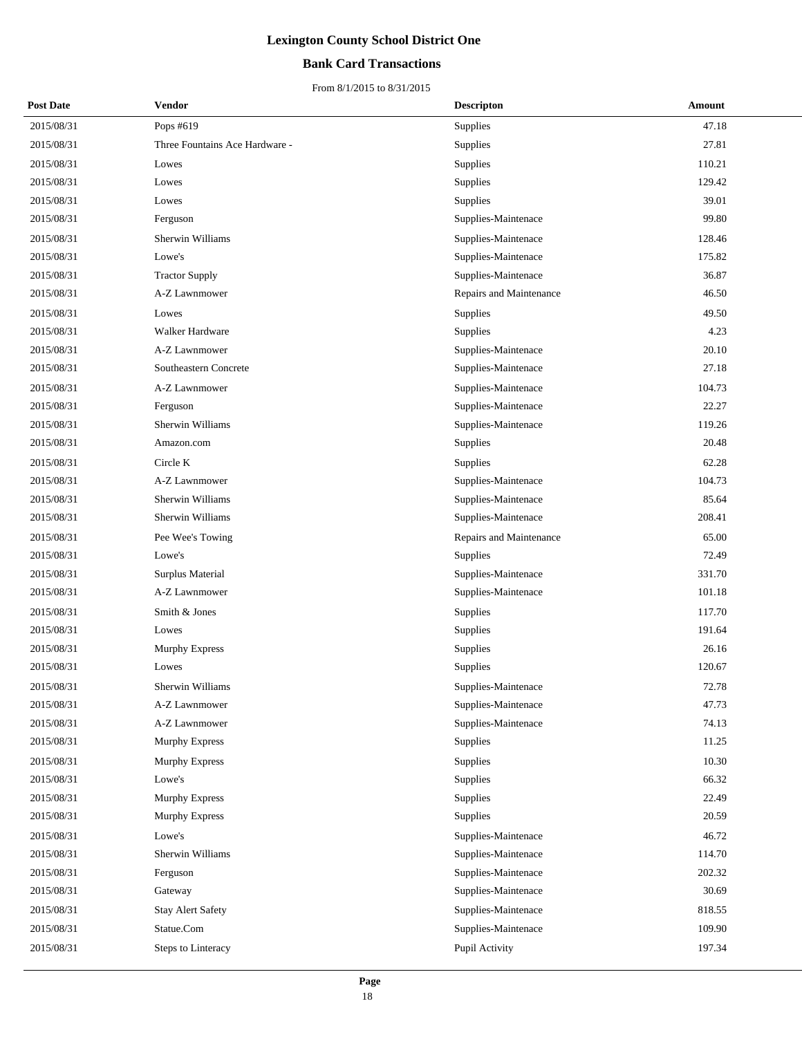# Lexington County School District One

## Bank Card Transactions

From 8/1/2015 to 8/31/2015

| Post Date | Vendor | Descripton | Amount |
|---|---|---|---|
| 2015/08/31 | Pops #619 | Supplies | 47.18 |
| 2015/08/31 | Three Fountains Ace Hardware - | Supplies | 27.81 |
| 2015/08/31 | Lowes | Supplies | 110.21 |
| 2015/08/31 | Lowes | Supplies | 129.42 |
| 2015/08/31 | Lowes | Supplies | 39.01 |
| 2015/08/31 | Ferguson | Supplies-Maintenace | 99.80 |
| 2015/08/31 | Sherwin Williams | Supplies-Maintenace | 128.46 |
| 2015/08/31 | Lowe's | Supplies-Maintenace | 175.82 |
| 2015/08/31 | Tractor Supply | Supplies-Maintenace | 36.87 |
| 2015/08/31 | A-Z Lawnmower | Repairs and Maintenance | 46.50 |
| 2015/08/31 | Lowes | Supplies | 49.50 |
| 2015/08/31 | Walker Hardware | Supplies | 4.23 |
| 2015/08/31 | A-Z Lawnmower | Supplies-Maintenace | 20.10 |
| 2015/08/31 | Southeastern Concrete | Supplies-Maintenace | 27.18 |
| 2015/08/31 | A-Z Lawnmower | Supplies-Maintenace | 104.73 |
| 2015/08/31 | Ferguson | Supplies-Maintenace | 22.27 |
| 2015/08/31 | Sherwin Williams | Supplies-Maintenace | 119.26 |
| 2015/08/31 | Amazon.com | Supplies | 20.48 |
| 2015/08/31 | Circle K | Supplies | 62.28 |
| 2015/08/31 | A-Z Lawnmower | Supplies-Maintenace | 104.73 |
| 2015/08/31 | Sherwin Williams | Supplies-Maintenace | 85.64 |
| 2015/08/31 | Sherwin Williams | Supplies-Maintenace | 208.41 |
| 2015/08/31 | Pee Wee's Towing | Repairs and Maintenance | 65.00 |
| 2015/08/31 | Lowe's | Supplies | 72.49 |
| 2015/08/31 | Surplus Material | Supplies-Maintenace | 331.70 |
| 2015/08/31 | A-Z Lawnmower | Supplies-Maintenace | 101.18 |
| 2015/08/31 | Smith & Jones | Supplies | 117.70 |
| 2015/08/31 | Lowes | Supplies | 191.64 |
| 2015/08/31 | Murphy Express | Supplies | 26.16 |
| 2015/08/31 | Lowes | Supplies | 120.67 |
| 2015/08/31 | Sherwin Williams | Supplies-Maintenace | 72.78 |
| 2015/08/31 | A-Z Lawnmower | Supplies-Maintenace | 47.73 |
| 2015/08/31 | A-Z Lawnmower | Supplies-Maintenace | 74.13 |
| 2015/08/31 | Murphy Express | Supplies | 11.25 |
| 2015/08/31 | Murphy Express | Supplies | 10.30 |
| 2015/08/31 | Lowe's | Supplies | 66.32 |
| 2015/08/31 | Murphy Express | Supplies | 22.49 |
| 2015/08/31 | Murphy Express | Supplies | 20.59 |
| 2015/08/31 | Lowe's | Supplies-Maintenace | 46.72 |
| 2015/08/31 | Sherwin Williams | Supplies-Maintenace | 114.70 |
| 2015/08/31 | Ferguson | Supplies-Maintenace | 202.32 |
| 2015/08/31 | Gateway | Supplies-Maintenace | 30.69 |
| 2015/08/31 | Stay Alert Safety | Supplies-Maintenace | 818.55 |
| 2015/08/31 | Statue.Com | Supplies-Maintenace | 109.90 |
| 2015/08/31 | Steps to Linteracy | Pupil Activity | 197.34 |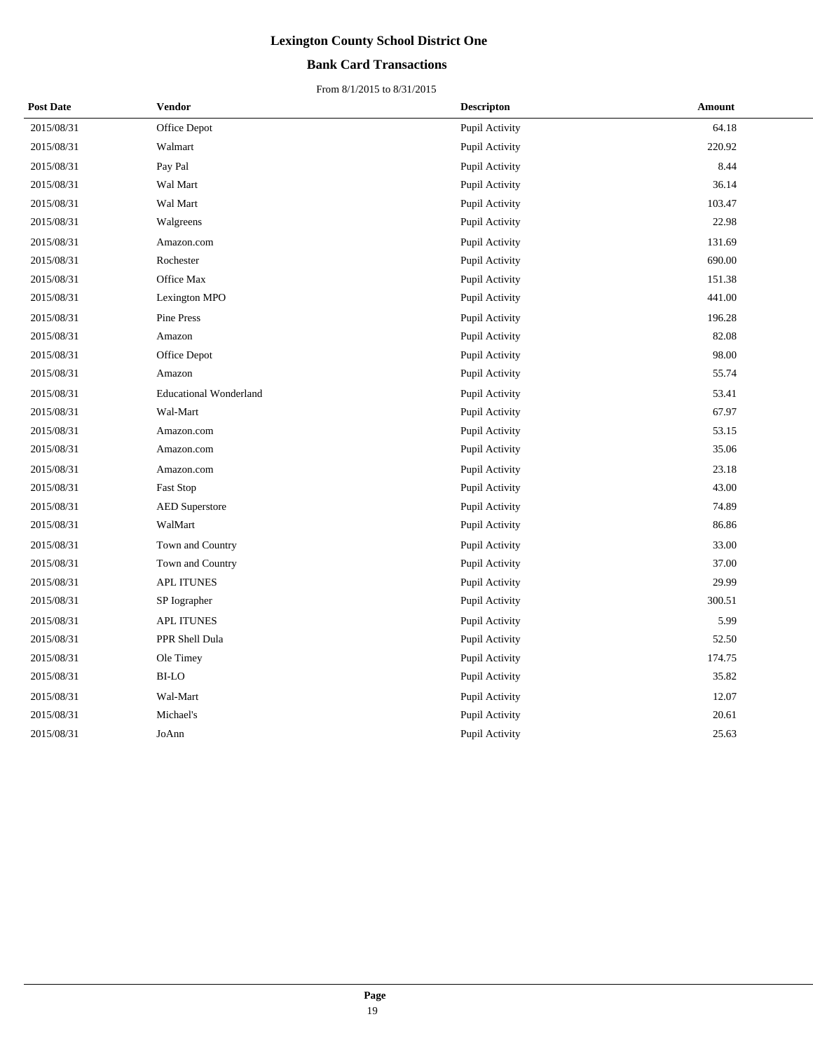# Lexington County School District One

## Bank Card Transactions

From 8/1/2015 to 8/31/2015

| Post Date | Vendor | Descripton | Amount |
|---|---|---|---|
| 2015/08/31 | Office Depot | Pupil Activity | 64.18 |
| 2015/08/31 | Walmart | Pupil Activity | 220.92 |
| 2015/08/31 | Pay Pal | Pupil Activity | 8.44 |
| 2015/08/31 | Wal Mart | Pupil Activity | 36.14 |
| 2015/08/31 | Wal Mart | Pupil Activity | 103.47 |
| 2015/08/31 | Walgreens | Pupil Activity | 22.98 |
| 2015/08/31 | Amazon.com | Pupil Activity | 131.69 |
| 2015/08/31 | Rochester | Pupil Activity | 690.00 |
| 2015/08/31 | Office Max | Pupil Activity | 151.38 |
| 2015/08/31 | Lexington MPO | Pupil Activity | 441.00 |
| 2015/08/31 | Pine Press | Pupil Activity | 196.28 |
| 2015/08/31 | Amazon | Pupil Activity | 82.08 |
| 2015/08/31 | Office Depot | Pupil Activity | 98.00 |
| 2015/08/31 | Amazon | Pupil Activity | 55.74 |
| 2015/08/31 | Educational Wonderland | Pupil Activity | 53.41 |
| 2015/08/31 | Wal-Mart | Pupil Activity | 67.97 |
| 2015/08/31 | Amazon.com | Pupil Activity | 53.15 |
| 2015/08/31 | Amazon.com | Pupil Activity | 35.06 |
| 2015/08/31 | Amazon.com | Pupil Activity | 23.18 |
| 2015/08/31 | Fast Stop | Pupil Activity | 43.00 |
| 2015/08/31 | AED Superstore | Pupil Activity | 74.89 |
| 2015/08/31 | WalMart | Pupil Activity | 86.86 |
| 2015/08/31 | Town and Country | Pupil Activity | 33.00 |
| 2015/08/31 | Town and Country | Pupil Activity | 37.00 |
| 2015/08/31 | APL ITUNES | Pupil Activity | 29.99 |
| 2015/08/31 | SP Iographer | Pupil Activity | 300.51 |
| 2015/08/31 | APL ITUNES | Pupil Activity | 5.99 |
| 2015/08/31 | PPR Shell Dula | Pupil Activity | 52.50 |
| 2015/08/31 | Ole Timey | Pupil Activity | 174.75 |
| 2015/08/31 | BI-LO | Pupil Activity | 35.82 |
| 2015/08/31 | Wal-Mart | Pupil Activity | 12.07 |
| 2015/08/31 | Michael's | Pupil Activity | 20.61 |
| 2015/08/31 | JoAnn | Pupil Activity | 25.63 |